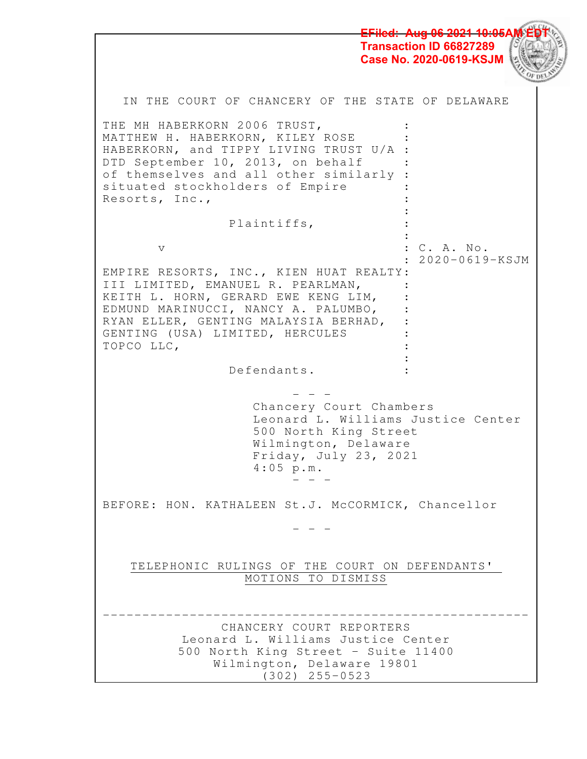EFiled: Aug 06 2021 10:05AM EDT
Transaction ID 66827289
Case No. 2020-0619-KSJM

IN THE COURT OF CHANCERY OF THE STATE OF DELAWARE

THE MH HABERKORN 2006 TRUST, MATTHEW H. HABERKORN, KILEY ROSE HABERKORN, and TIPPY LIVING TRUST U/A DTD September 10, 2013, on behalf of themselves and all other similarly situated stockholders of Empire Resorts, Inc.,

Plaintiffs,

v

EMPIRE RESORTS, INC., KIEN HUAT REALTY III LIMITED, EMANUEL R. PEARLMAN, KEITH L. HORN, GERARD EWE KENG LIM, EDMUND MARINUCCI, NANCY A. PALUMBO, RYAN ELLER, GENTING MALAYSIA BERHAD, GENTING (USA) LIMITED, HERCULES TOPCO LLC,

Defendants.

C. A. No. 2020-0619-KSJM

- - -

Chancery Court Chambers
Leonard L. Williams Justice Center
500 North King Street
Wilmington, Delaware
Friday, July 23, 2021
4:05 p.m.

- - -

BEFORE: HON. KATHALEEN St.J. McCORMICK, Chancellor

- - -

TELEPHONIC RULINGS OF THE COURT ON DEFENDANTS' MOTIONS TO DISMISS

---

CHANCERY COURT REPORTERS
Leonard L. Williams Justice Center
500 North King Street - Suite 11400
Wilmington, Delaware 19801
(302) 255-0523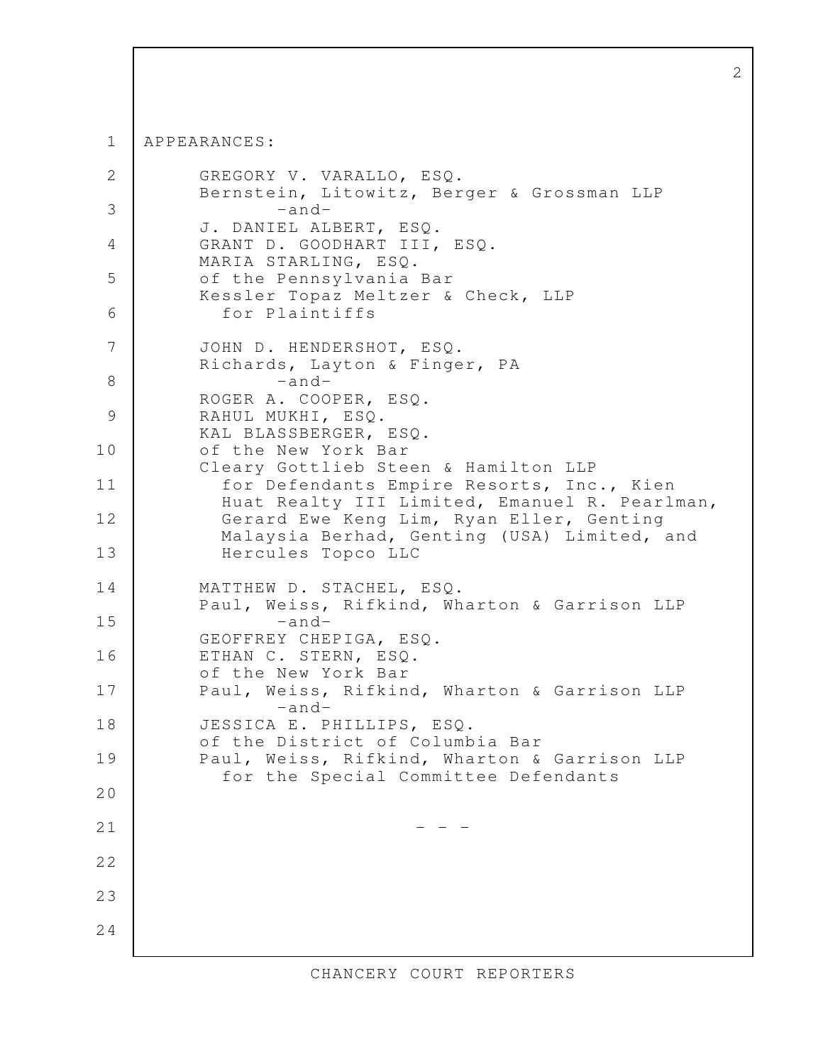APPEARANCES:

GREGORY V. VARALLO, ESQ.
Bernstein, Litowitz, Berger & Grossman LLP
-and-
J. DANIEL ALBERT, ESQ.
GRANT D. GOODHART III, ESQ.
MARIA STARLING, ESQ.
of the Pennsylvania Bar
Kessler Topaz Meltzer & Check, LLP
for Plaintiffs

JOHN D. HENDERSHOT, ESQ.
Richards, Layton & Finger, PA
-and-
ROGER A. COOPER, ESQ.
RAHUL MUKHI, ESQ.
KAL BLASSBERGER, ESQ.
of the New York Bar
Cleary Gottlieb Steen & Hamilton LLP
for Defendants Empire Resorts, Inc., Kien Huat Realty III Limited, Emanuel R. Pearlman, Gerard Ewe Keng Lim, Ryan Eller, Genting Malaysia Berhad, Genting (USA) Limited, and Hercules Topco LLC

MATTHEW D. STACHEL, ESQ.
Paul, Weiss, Rifkind, Wharton & Garrison LLP
-and-
GEOFFREY CHEPIGA, ESQ.
ETHAN C. STERN, ESQ.
of the New York Bar
Paul, Weiss, Rifkind, Wharton & Garrison LLP
-and-
JESSICA E. PHILLIPS, ESQ.
of the District of Columbia Bar
Paul, Weiss, Rifkind, Wharton & Garrison LLP
for the Special Committee Defendants

- - -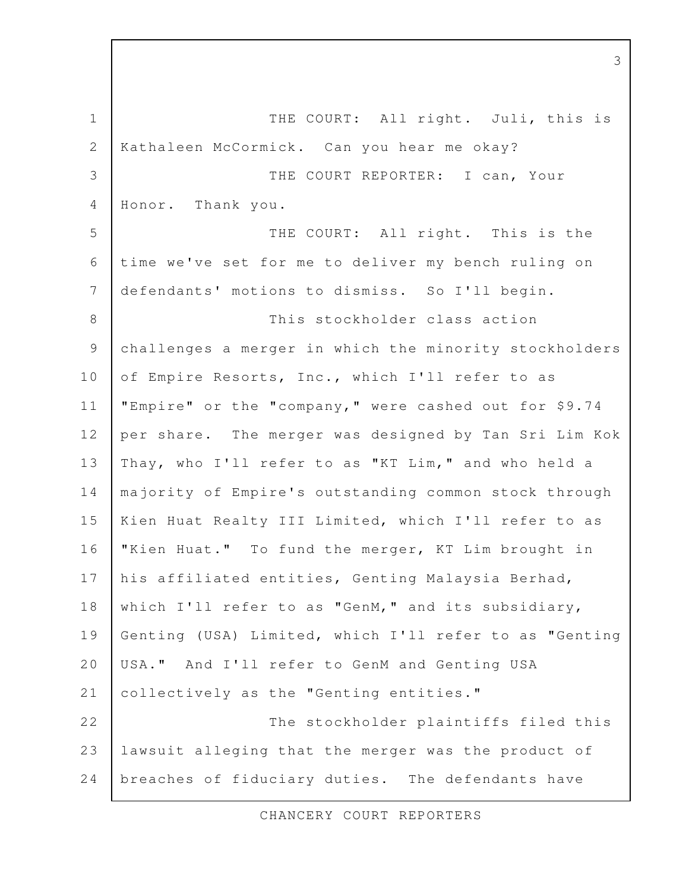THE COURT: All right. Juli, this is Kathaleen McCormick. Can you hear me okay?

THE COURT REPORTER: I can, Your Honor. Thank you.

THE COURT: All right. This is the time we've set for me to deliver my bench ruling on defendants' motions to dismiss. So I'll begin.

This stockholder class action challenges a merger in which the minority stockholders of Empire Resorts, Inc., which I'll refer to as "Empire" or the "company," were cashed out for $9.74 per share. The merger was designed by Tan Sri Lim Kok Thay, who I'll refer to as "KT Lim," and who held a majority of Empire's outstanding common stock through Kien Huat Realty III Limited, which I'll refer to as "Kien Huat." To fund the merger, KT Lim brought in his affiliated entities, Genting Malaysia Berhad, which I'll refer to as "GenM," and its subsidiary, Genting (USA) Limited, which I'll refer to as "Genting USA." And I'll refer to GenM and Genting USA collectively as the "Genting entities."

The stockholder plaintiffs filed this lawsuit alleging that the merger was the product of breaches of fiduciary duties. The defendants have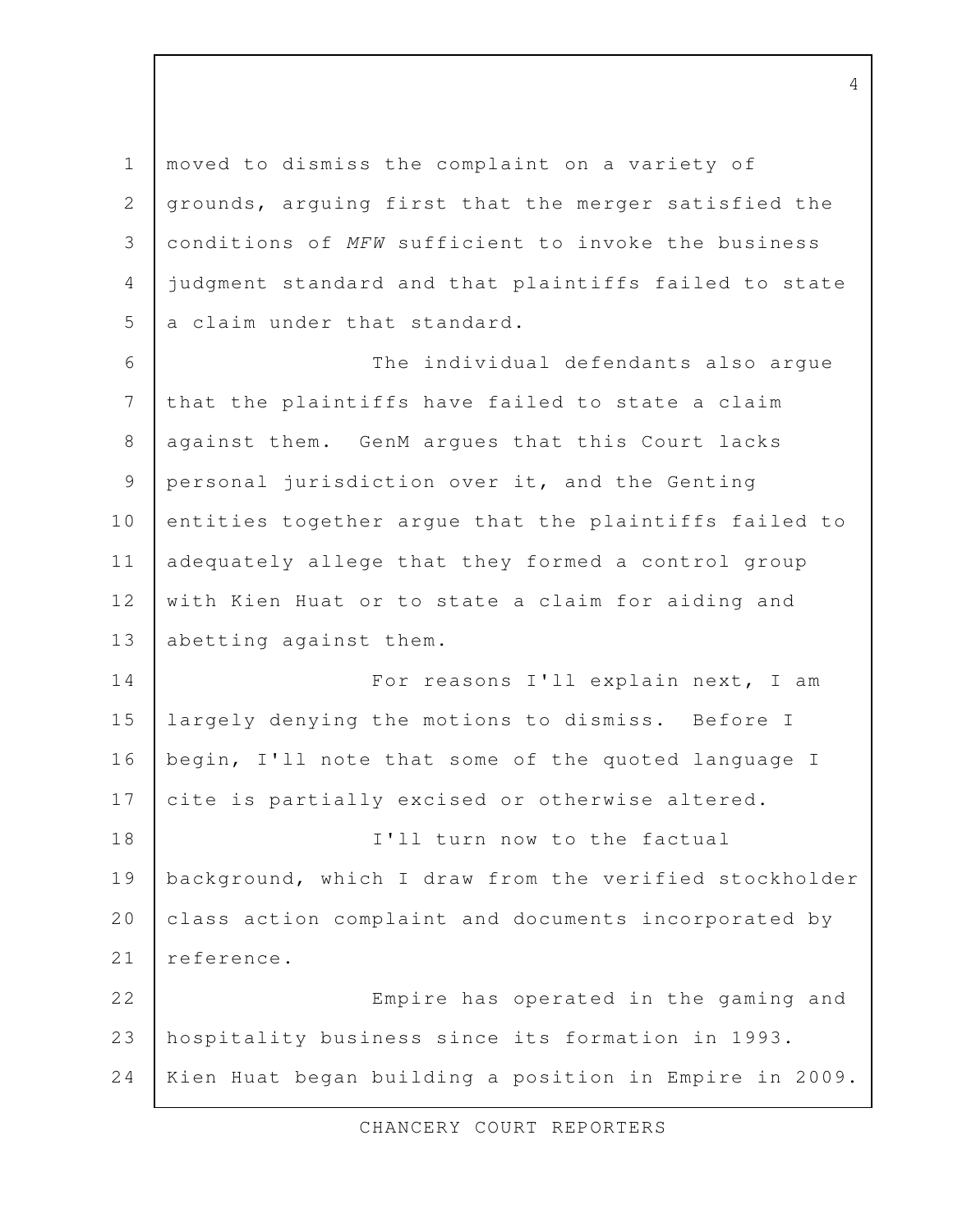moved to dismiss the complaint on a variety of grounds, arguing first that the merger satisfied the conditions of *MFW* sufficient to invoke the business judgment standard and that plaintiffs failed to state a claim under that standard.

The individual defendants also argue that the plaintiffs have failed to state a claim against them. GenM argues that this Court lacks personal jurisdiction over it, and the Genting entities together argue that the plaintiffs failed to adequately allege that they formed a control group with Kien Huat or to state a claim for aiding and abetting against them.

For reasons I'll explain next, I am largely denying the motions to dismiss. Before I begin, I'll note that some of the quoted language I cite is partially excised or otherwise altered.

I'll turn now to the factual background, which I draw from the verified stockholder class action complaint and documents incorporated by reference.

Empire has operated in the gaming and hospitality business since its formation in 1993. Kien Huat began building a position in Empire in 2009.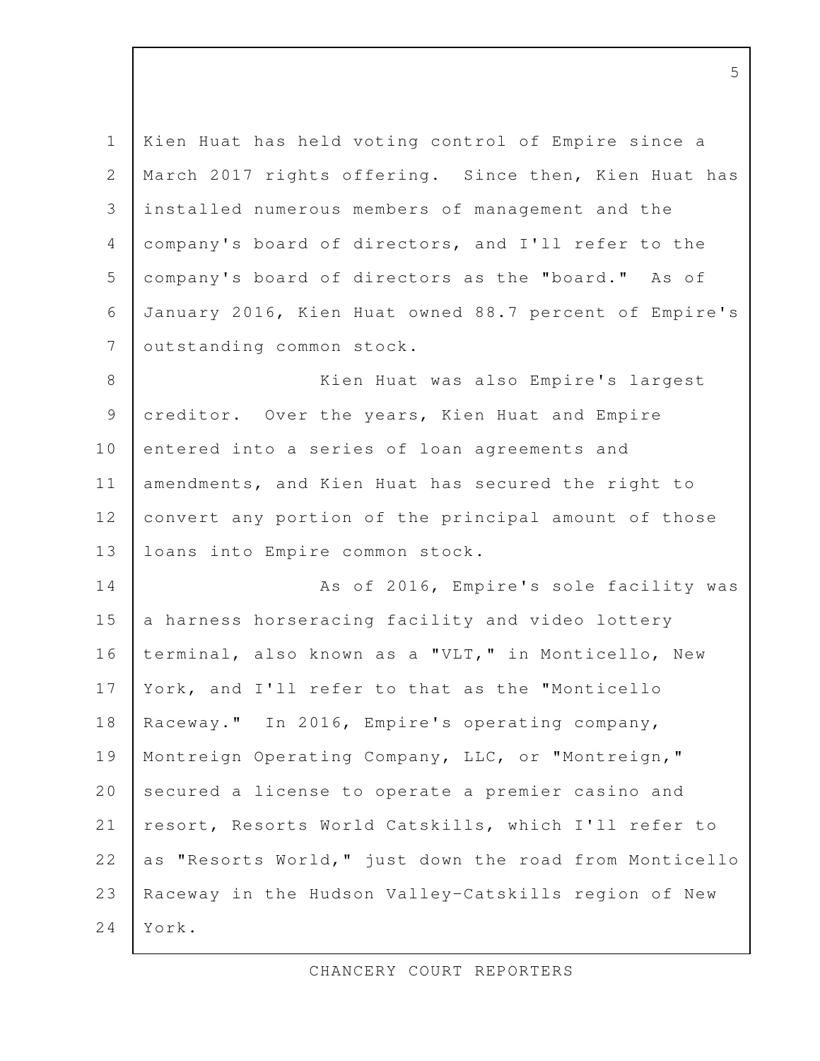Kien Huat has held voting control of Empire since a March 2017 rights offering. Since then, Kien Huat has installed numerous members of management and the company's board of directors, and I'll refer to the company's board of directors as the "board." As of January 2016, Kien Huat owned 88.7 percent of Empire's outstanding common stock.

Kien Huat was also Empire's largest creditor. Over the years, Kien Huat and Empire entered into a series of loan agreements and amendments, and Kien Huat has secured the right to convert any portion of the principal amount of those loans into Empire common stock.

As of 2016, Empire's sole facility was a harness horseracing facility and video lottery terminal, also known as a "VLT," in Monticello, New York, and I'll refer to that as the "Monticello Raceway." In 2016, Empire's operating company, Montreign Operating Company, LLC, or "Montreign," secured a license to operate a premier casino and resort, Resorts World Catskills, which I'll refer to as "Resorts World," just down the road from Monticello Raceway in the Hudson Valley-Catskills region of New York.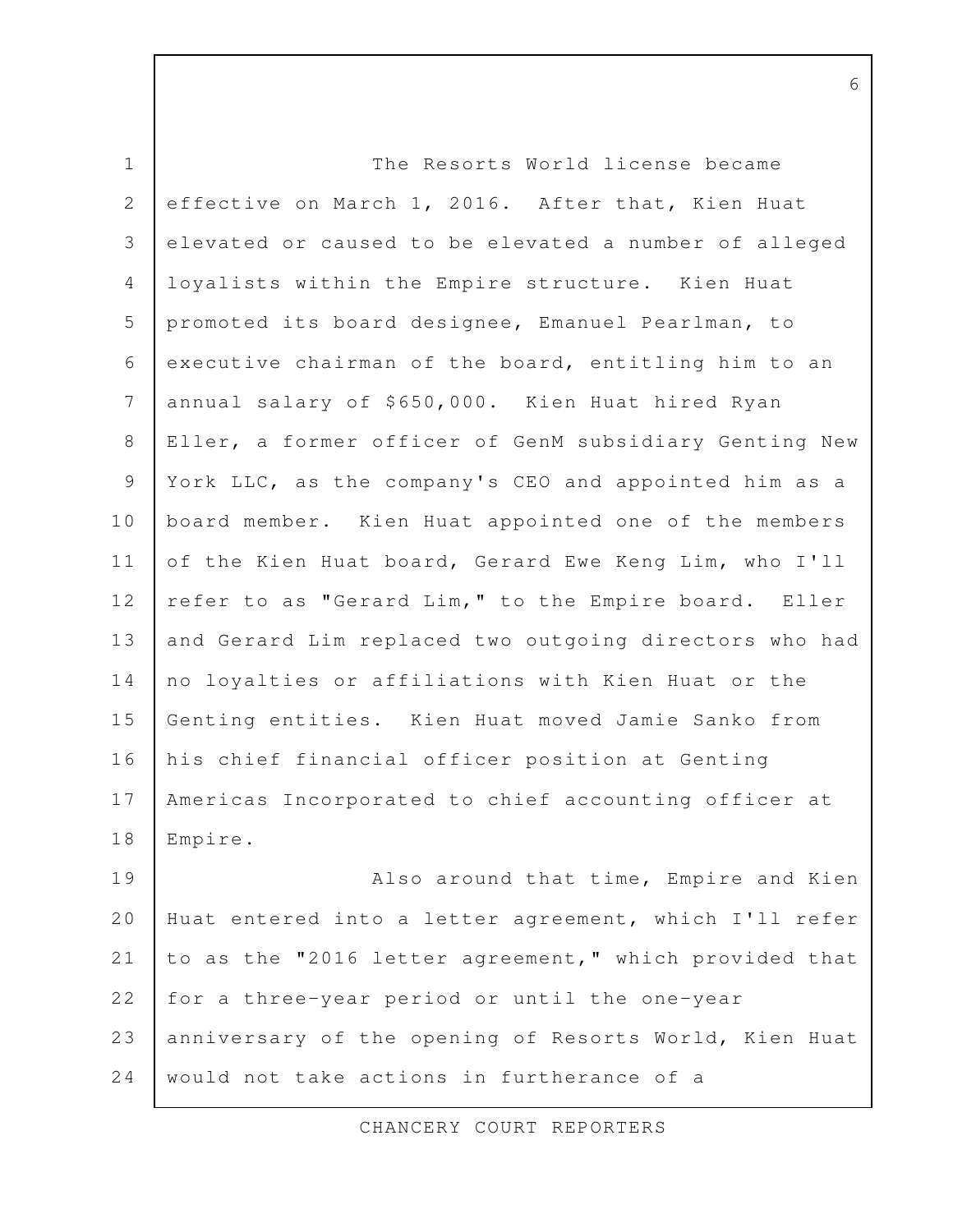The Resorts World license became effective on March 1, 2016. After that, Kien Huat elevated or caused to be elevated a number of alleged loyalists within the Empire structure. Kien Huat promoted its board designee, Emanuel Pearlman, to executive chairman of the board, entitling him to an annual salary of $650,000. Kien Huat hired Ryan Eller, a former officer of GenM subsidiary Genting New York LLC, as the company's CEO and appointed him as a board member. Kien Huat appointed one of the members of the Kien Huat board, Gerard Ewe Keng Lim, who I'll refer to as "Gerard Lim," to the Empire board. Eller and Gerard Lim replaced two outgoing directors who had no loyalties or affiliations with Kien Huat or the Genting entities. Kien Huat moved Jamie Sanko from his chief financial officer position at Genting Americas Incorporated to chief accounting officer at Empire.

Also around that time, Empire and Kien Huat entered into a letter agreement, which I'll refer to as the "2016 letter agreement," which provided that for a three-year period or until the one-year anniversary of the opening of Resorts World, Kien Huat would not take actions in furtherance of a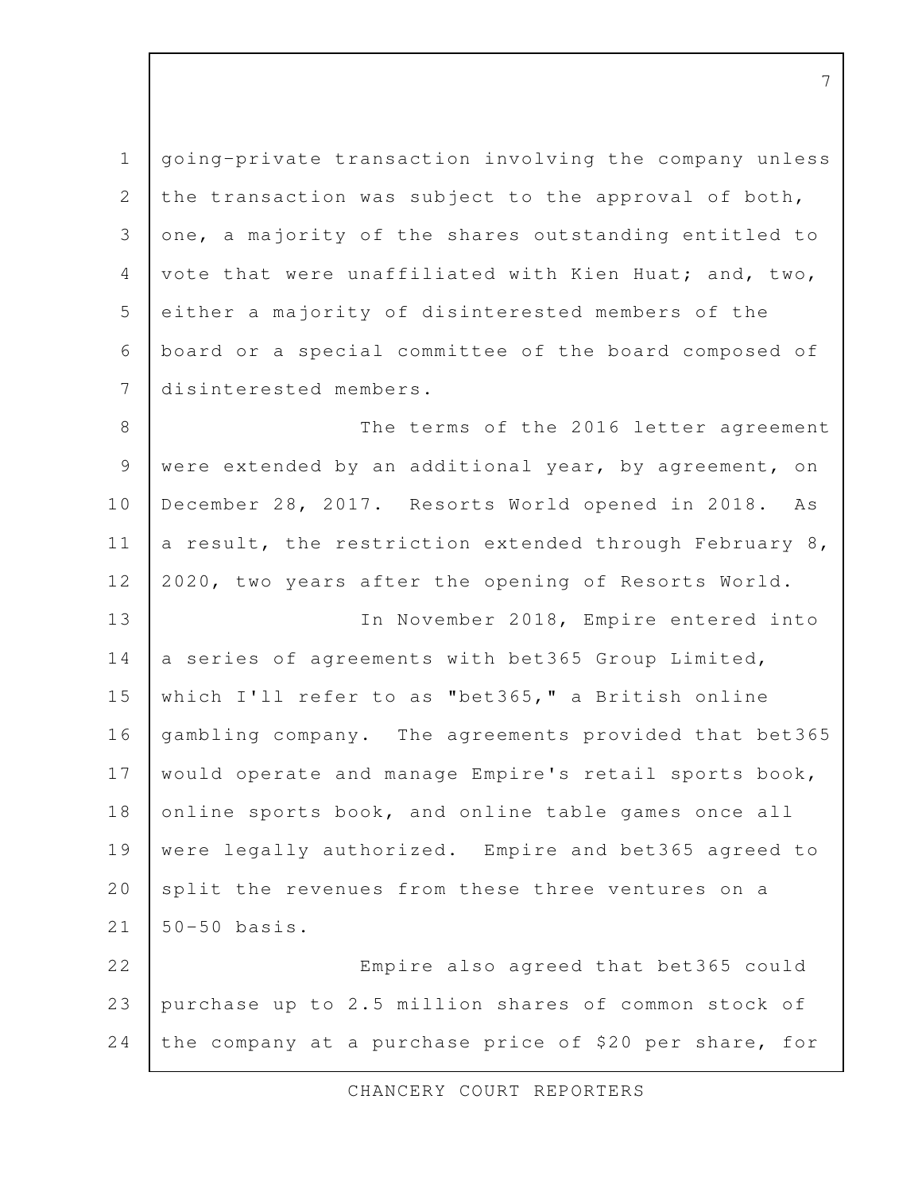going-private transaction involving the company unless the transaction was subject to the approval of both, one, a majority of the shares outstanding entitled to vote that were unaffiliated with Kien Huat; and, two, either a majority of disinterested members of the board or a special committee of the board composed of disinterested members.

The terms of the 2016 letter agreement were extended by an additional year, by agreement, on December 28, 2017. Resorts World opened in 2018. As a result, the restriction extended through February 8, 2020, two years after the opening of Resorts World.

In November 2018, Empire entered into a series of agreements with bet365 Group Limited, which I'll refer to as "bet365," a British online gambling company. The agreements provided that bet365 would operate and manage Empire's retail sports book, online sports book, and online table games once all were legally authorized. Empire and bet365 agreed to split the revenues from these three ventures on a 50-50 basis.

Empire also agreed that bet365 could purchase up to 2.5 million shares of common stock of the company at a purchase price of $20 per share, for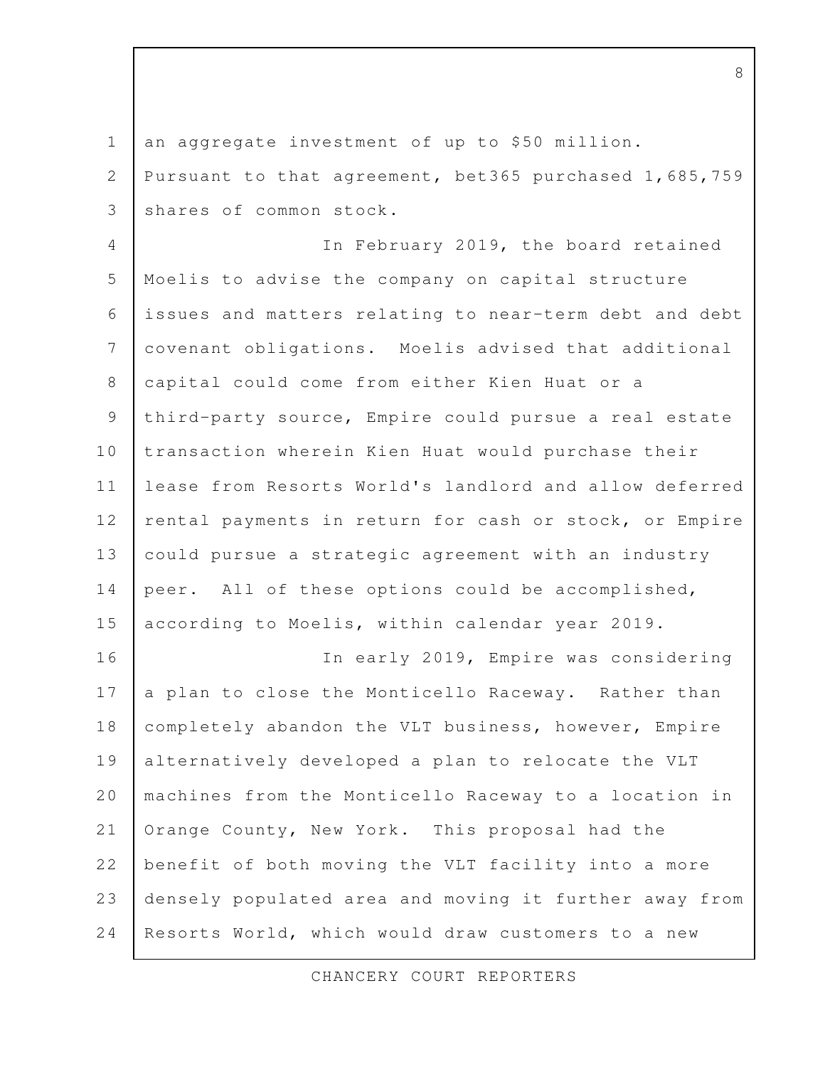an aggregate investment of up to $50 million. Pursuant to that agreement, bet365 purchased 1,685,759 shares of common stock.

In February 2019, the board retained Moelis to advise the company on capital structure issues and matters relating to near-term debt and debt covenant obligations. Moelis advised that additional capital could come from either Kien Huat or a third-party source, Empire could pursue a real estate transaction wherein Kien Huat would purchase their lease from Resorts World's landlord and allow deferred rental payments in return for cash or stock, or Empire could pursue a strategic agreement with an industry peer. All of these options could be accomplished, according to Moelis, within calendar year 2019.

In early 2019, Empire was considering a plan to close the Monticello Raceway. Rather than completely abandon the VLT business, however, Empire alternatively developed a plan to relocate the VLT machines from the Monticello Raceway to a location in Orange County, New York. This proposal had the benefit of both moving the VLT facility into a more densely populated area and moving it further away from Resorts World, which would draw customers to a new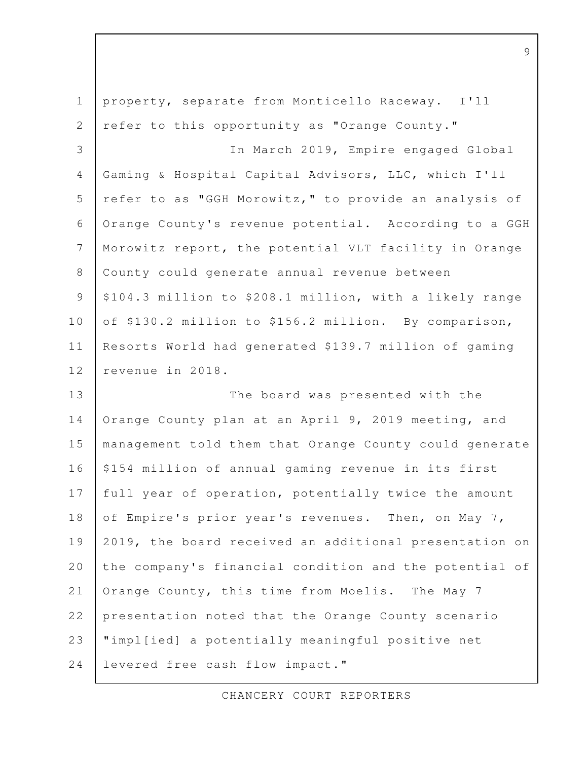property, separate from Monticello Raceway. I'll refer to this opportunity as "Orange County."

In March 2019, Empire engaged Global Gaming & Hospital Capital Advisors, LLC, which I'll refer to as "GGH Morowitz," to provide an analysis of Orange County's revenue potential. According to a GGH Morowitz report, the potential VLT facility in Orange County could generate annual revenue between $104.3 million to $208.1 million, with a likely range of $130.2 million to $156.2 million. By comparison, Resorts World had generated $139.7 million of gaming revenue in 2018.

The board was presented with the Orange County plan at an April 9, 2019 meeting, and management told them that Orange County could generate $154 million of annual gaming revenue in its first full year of operation, potentially twice the amount of Empire's prior year's revenues. Then, on May 7, 2019, the board received an additional presentation on the company's financial condition and the potential of Orange County, this time from Moelis. The May 7 presentation noted that the Orange County scenario "impl[ied] a potentially meaningful positive net levered free cash flow impact."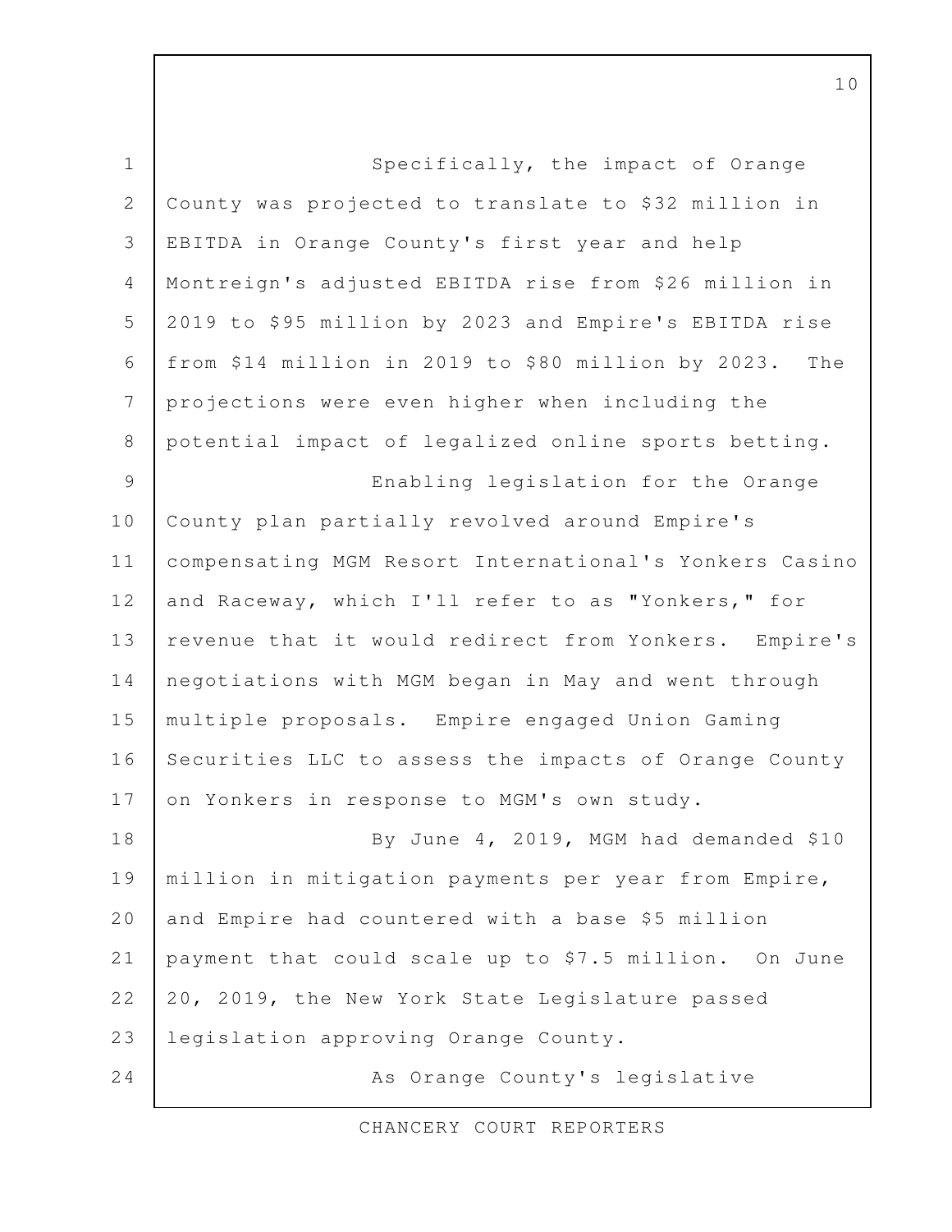Specifically, the impact of Orange County was projected to translate to $32 million in EBITDA in Orange County's first year and help Montreign's adjusted EBITDA rise from $26 million in 2019 to $95 million by 2023 and Empire's EBITDA rise from $14 million in 2019 to $80 million by 2023. The projections were even higher when including the potential impact of legalized online sports betting.

Enabling legislation for the Orange County plan partially revolved around Empire's compensating MGM Resort International's Yonkers Casino and Raceway, which I'll refer to as "Yonkers," for revenue that it would redirect from Yonkers. Empire's negotiations with MGM began in May and went through multiple proposals. Empire engaged Union Gaming Securities LLC to assess the impacts of Orange County on Yonkers in response to MGM's own study.

By June 4, 2019, MGM had demanded $10 million in mitigation payments per year from Empire, and Empire had countered with a base $5 million payment that could scale up to $7.5 million. On June 20, 2019, the New York State Legislature passed legislation approving Orange County.

As Orange County's legislative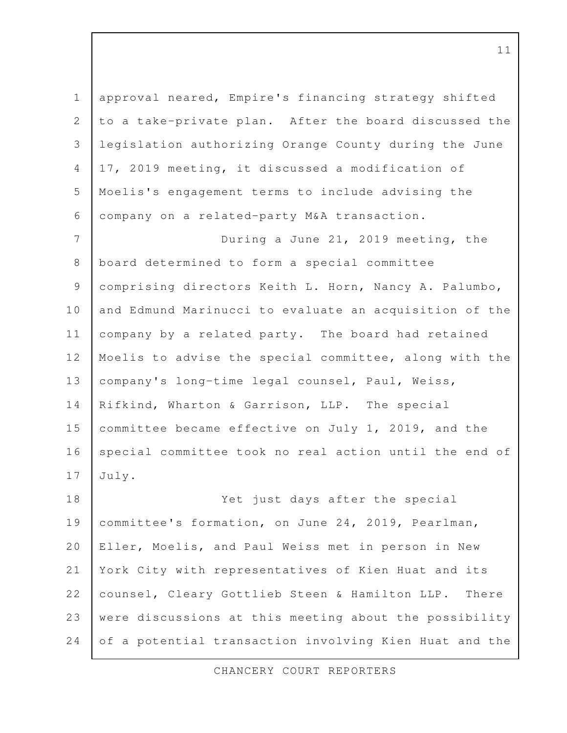approval neared, Empire's financing strategy shifted to a take-private plan. After the board discussed the legislation authorizing Orange County during the June 17, 2019 meeting, it discussed a modification of Moelis's engagement terms to include advising the company on a related-party M&A transaction.

During a June 21, 2019 meeting, the board determined to form a special committee comprising directors Keith L. Horn, Nancy A. Palumbo, and Edmund Marinucci to evaluate an acquisition of the company by a related party. The board had retained Moelis to advise the special committee, along with the company's long-time legal counsel, Paul, Weiss, Rifkind, Wharton & Garrison, LLP. The special committee became effective on July 1, 2019, and the special committee took no real action until the end of July.

Yet just days after the special committee's formation, on June 24, 2019, Pearlman, Eller, Moelis, and Paul Weiss met in person in New York City with representatives of Kien Huat and its counsel, Cleary Gottlieb Steen & Hamilton LLP. There were discussions at this meeting about the possibility of a potential transaction involving Kien Huat and the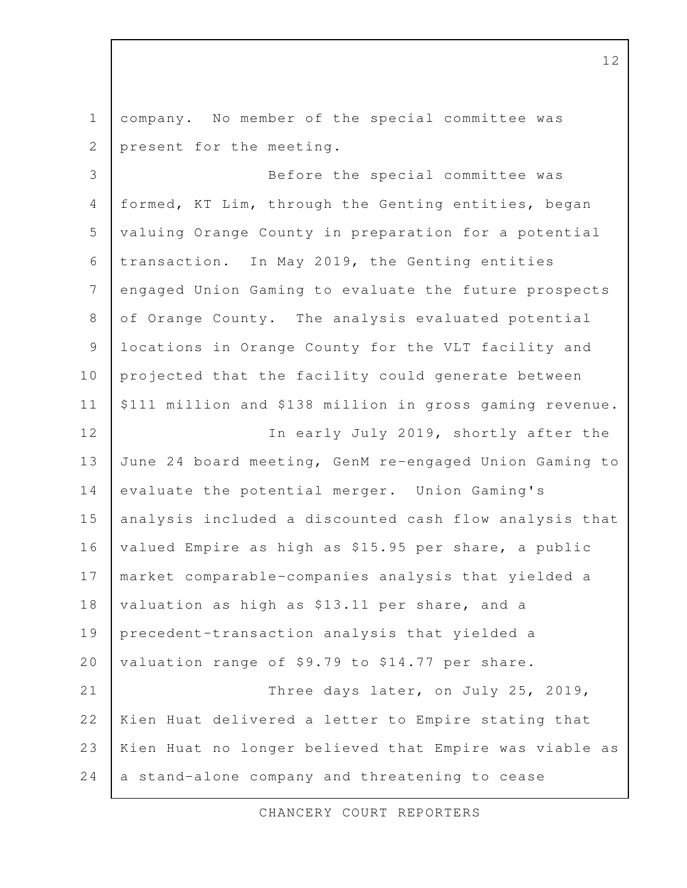company. No member of the special committee was present for the meeting.

Before the special committee was formed, KT Lim, through the Genting entities, began valuing Orange County in preparation for a potential transaction. In May 2019, the Genting entities engaged Union Gaming to evaluate the future prospects of Orange County. The analysis evaluated potential locations in Orange County for the VLT facility and projected that the facility could generate between $111 million and $138 million in gross gaming revenue.

In early July 2019, shortly after the June 24 board meeting, GenM re-engaged Union Gaming to evaluate the potential merger. Union Gaming's analysis included a discounted cash flow analysis that valued Empire as high as $15.95 per share, a public market comparable-companies analysis that yielded a valuation as high as $13.11 per share, and a precedent-transaction analysis that yielded a valuation range of $9.79 to $14.77 per share.

Three days later, on July 25, 2019, Kien Huat delivered a letter to Empire stating that Kien Huat no longer believed that Empire was viable as a stand-alone company and threatening to cease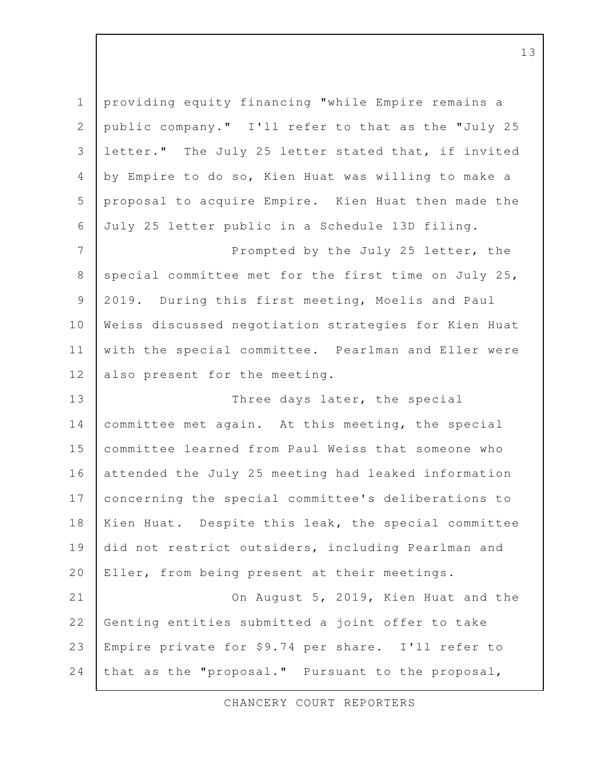providing equity financing "while Empire remains a public company." I'll refer to that as the "July 25 letter." The July 25 letter stated that, if invited by Empire to do so, Kien Huat was willing to make a proposal to acquire Empire. Kien Huat then made the July 25 letter public in a Schedule 13D filing.

Prompted by the July 25 letter, the special committee met for the first time on July 25, 2019. During this first meeting, Moelis and Paul Weiss discussed negotiation strategies for Kien Huat with the special committee. Pearlman and Eller were also present for the meeting.

Three days later, the special committee met again. At this meeting, the special committee learned from Paul Weiss that someone who attended the July 25 meeting had leaked information concerning the special committee's deliberations to Kien Huat. Despite this leak, the special committee did not restrict outsiders, including Pearlman and Eller, from being present at their meetings.

On August 5, 2019, Kien Huat and the Genting entities submitted a joint offer to take Empire private for $9.74 per share. I'll refer to that as the "proposal." Pursuant to the proposal,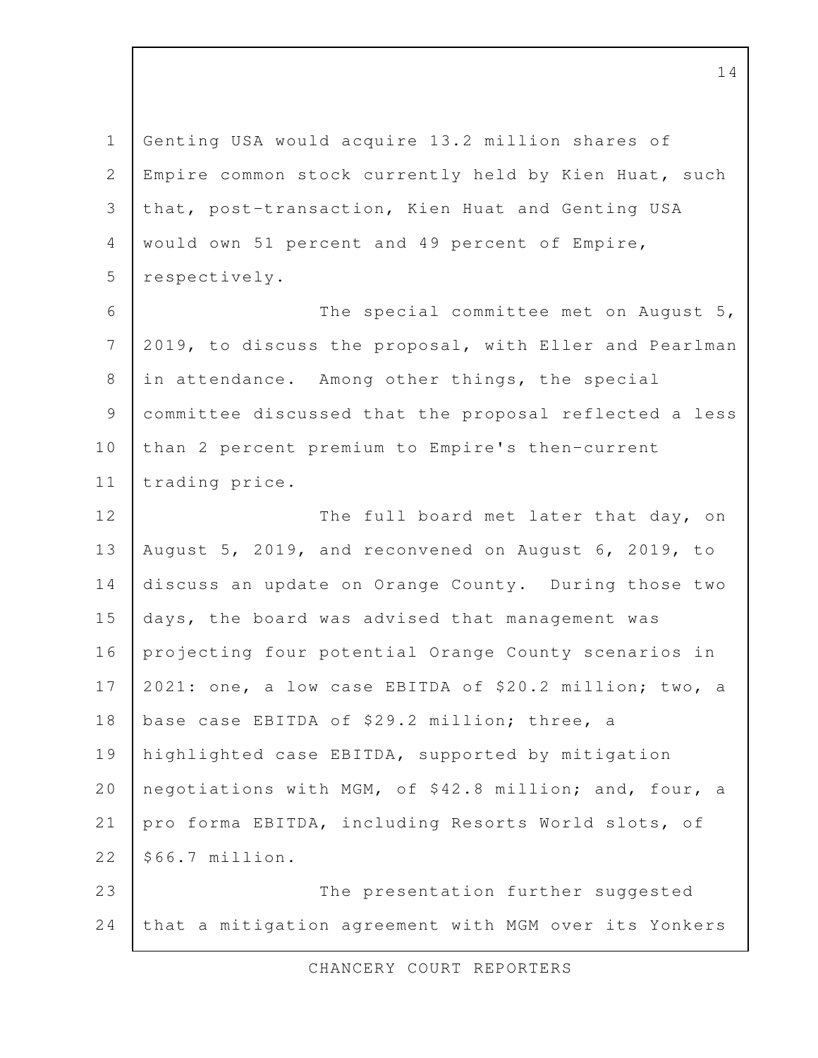Genting USA would acquire 13.2 million shares of Empire common stock currently held by Kien Huat, such that, post-transaction, Kien Huat and Genting USA would own 51 percent and 49 percent of Empire, respectively.

The special committee met on August 5, 2019, to discuss the proposal, with Eller and Pearlman in attendance. Among other things, the special committee discussed that the proposal reflected a less than 2 percent premium to Empire's then-current trading price.

The full board met later that day, on August 5, 2019, and reconvened on August 6, 2019, to discuss an update on Orange County. During those two days, the board was advised that management was projecting four potential Orange County scenarios in 2021: one, a low case EBITDA of $20.2 million; two, a base case EBITDA of $29.2 million; three, a highlighted case EBITDA, supported by mitigation negotiations with MGM, of $42.8 million; and, four, a pro forma EBITDA, including Resorts World slots, of $66.7 million.

The presentation further suggested that a mitigation agreement with MGM over its Yonkers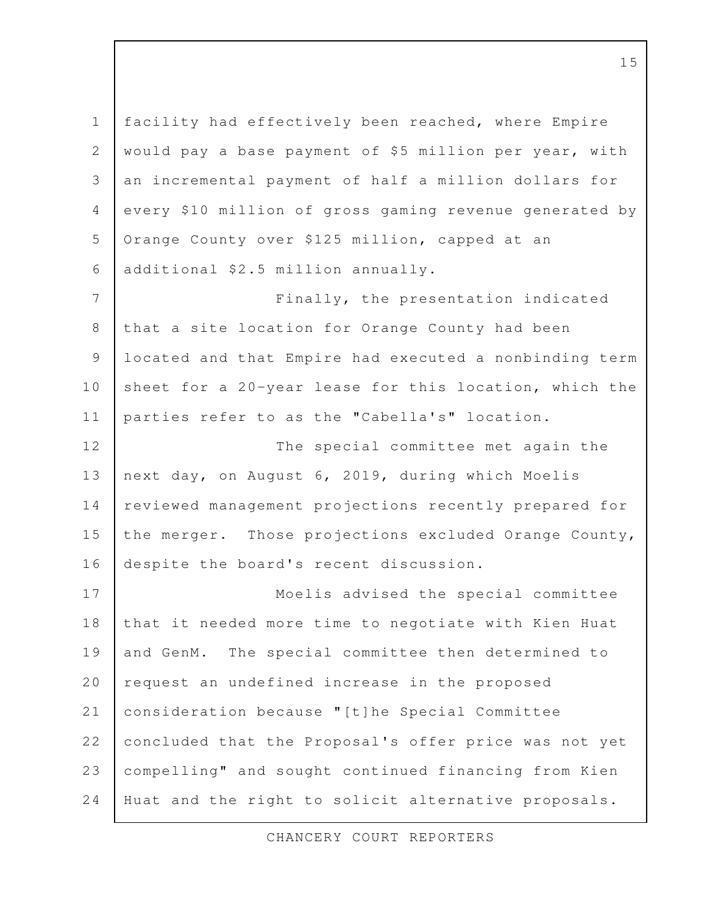facility had effectively been reached, where Empire would pay a base payment of $5 million per year, with an incremental payment of half a million dollars for every $10 million of gross gaming revenue generated by Orange County over $125 million, capped at an additional $2.5 million annually.

Finally, the presentation indicated that a site location for Orange County had been located and that Empire had executed a nonbinding term sheet for a 20-year lease for this location, which the parties refer to as the "Cabella's" location.

The special committee met again the next day, on August 6, 2019, during which Moelis reviewed management projections recently prepared for the merger. Those projections excluded Orange County, despite the board's recent discussion.

Moelis advised the special committee that it needed more time to negotiate with Kien Huat and GenM. The special committee then determined to request an undefined increase in the proposed consideration because "[t]he Special Committee concluded that the Proposal's offer price was not yet compelling" and sought continued financing from Kien Huat and the right to solicit alternative proposals.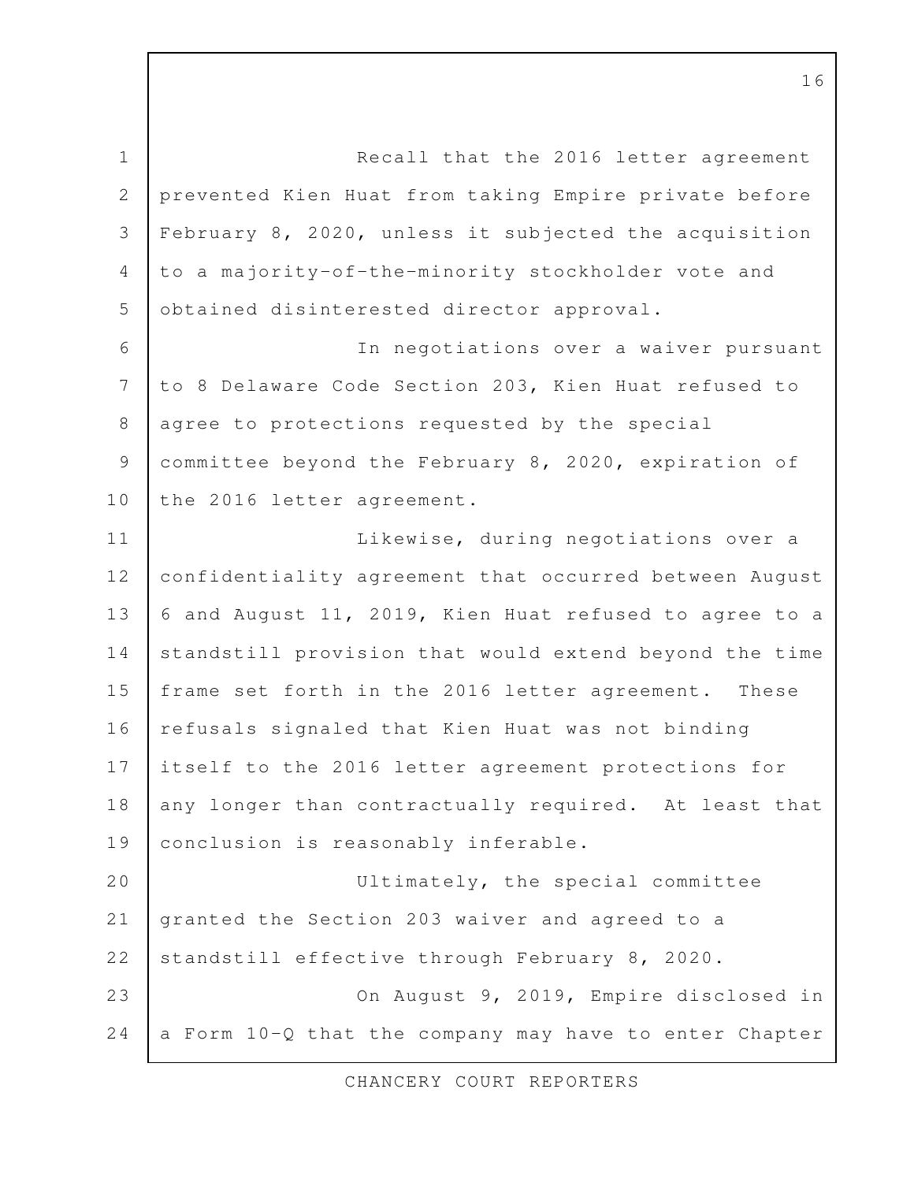Recall that the 2016 letter agreement prevented Kien Huat from taking Empire private before February 8, 2020, unless it subjected the acquisition to a majority-of-the-minority stockholder vote and obtained disinterested director approval.

In negotiations over a waiver pursuant to 8 Delaware Code Section 203, Kien Huat refused to agree to protections requested by the special committee beyond the February 8, 2020, expiration of the 2016 letter agreement.

Likewise, during negotiations over a confidentiality agreement that occurred between August 6 and August 11, 2019, Kien Huat refused to agree to a standstill provision that would extend beyond the time frame set forth in the 2016 letter agreement. These refusals signaled that Kien Huat was not binding itself to the 2016 letter agreement protections for any longer than contractually required. At least that conclusion is reasonably inferable.

Ultimately, the special committee granted the Section 203 waiver and agreed to a standstill effective through February 8, 2020.

On August 9, 2019, Empire disclosed in a Form 10-Q that the company may have to enter Chapter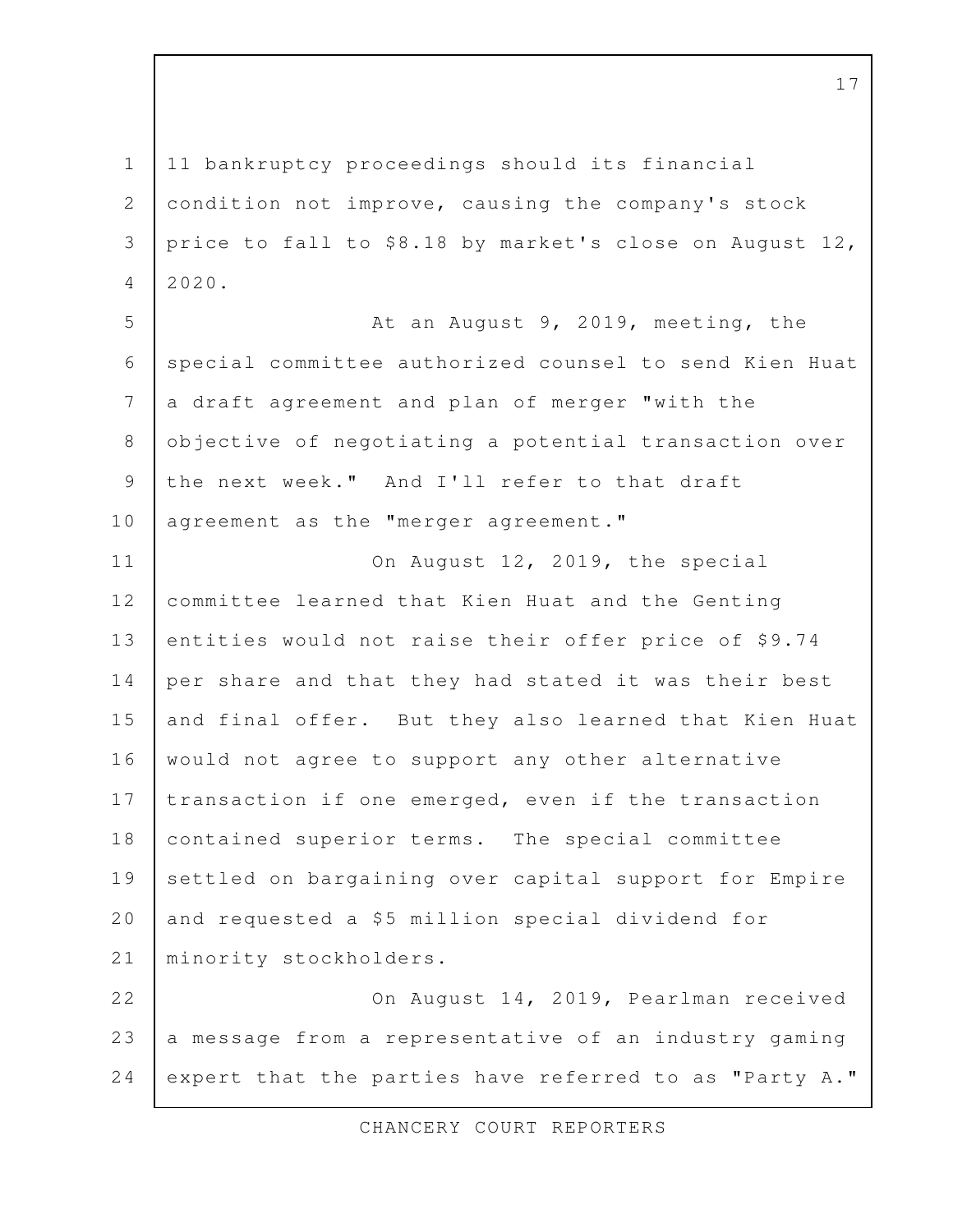11 bankruptcy proceedings should its financial condition not improve, causing the company's stock price to fall to $8.18 by market's close on August 12, 2020.

At an August 9, 2019, meeting, the special committee authorized counsel to send Kien Huat a draft agreement and plan of merger "with the objective of negotiating a potential transaction over the next week." And I'll refer to that draft agreement as the "merger agreement."

On August 12, 2019, the special committee learned that Kien Huat and the Genting entities would not raise their offer price of $9.74 per share and that they had stated it was their best and final offer. But they also learned that Kien Huat would not agree to support any other alternative transaction if one emerged, even if the transaction contained superior terms. The special committee settled on bargaining over capital support for Empire and requested a $5 million special dividend for minority stockholders.

On August 14, 2019, Pearlman received a message from a representative of an industry gaming expert that the parties have referred to as "Party A."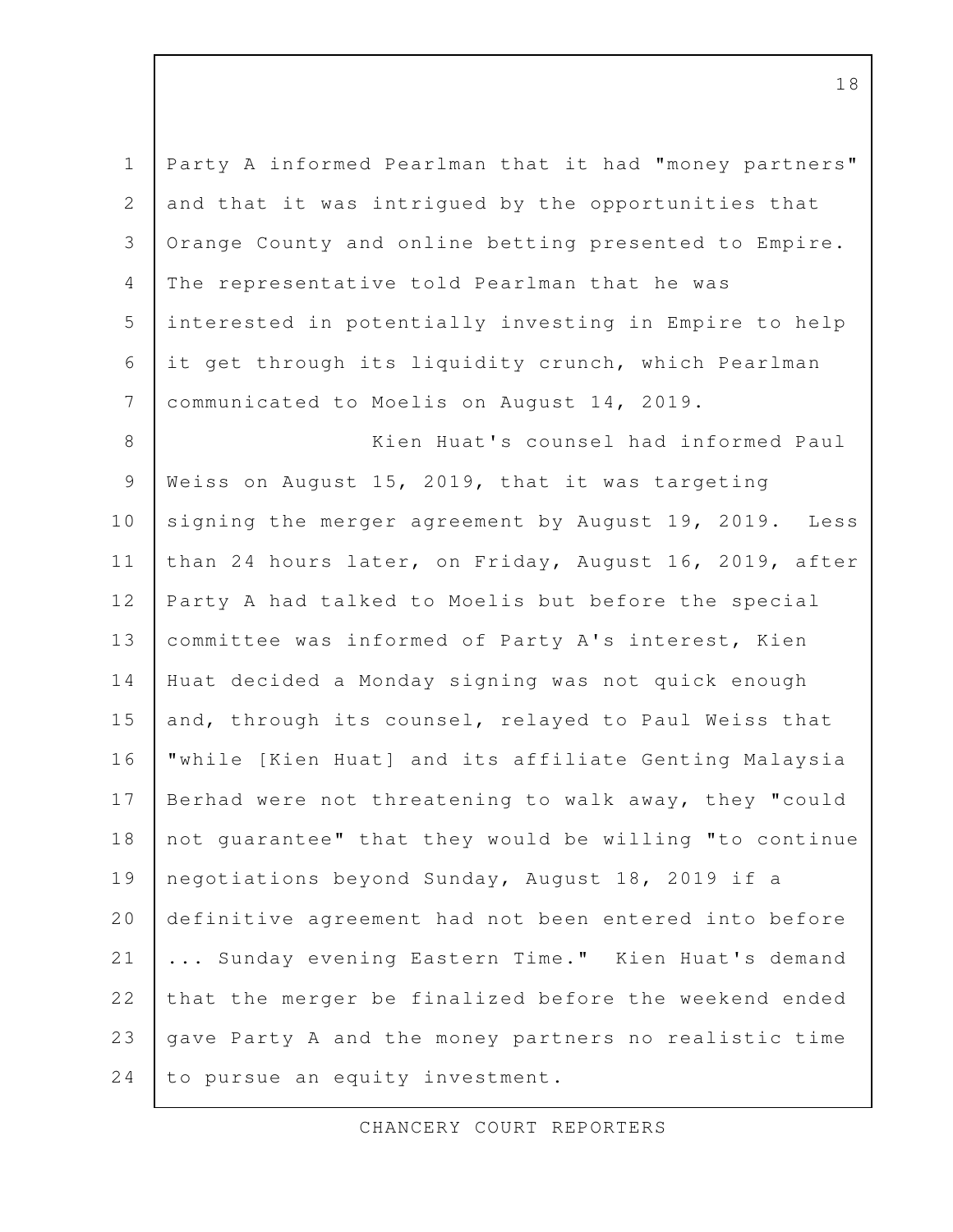Party A informed Pearlman that it had "money partners" and that it was intrigued by the opportunities that Orange County and online betting presented to Empire. The representative told Pearlman that he was interested in potentially investing in Empire to help it get through its liquidity crunch, which Pearlman communicated to Moelis on August 14, 2019.

Kien Huat's counsel had informed Paul Weiss on August 15, 2019, that it was targeting signing the merger agreement by August 19, 2019. Less than 24 hours later, on Friday, August 16, 2019, after Party A had talked to Moelis but before the special committee was informed of Party A's interest, Kien Huat decided a Monday signing was not quick enough and, through its counsel, relayed to Paul Weiss that "while [Kien Huat] and its affiliate Genting Malaysia Berhad were not threatening to walk away, they "could not guarantee" that they would be willing "to continue negotiations beyond Sunday, August 18, 2019 if a definitive agreement had not been entered into before ... Sunday evening Eastern Time." Kien Huat's demand that the merger be finalized before the weekend ended gave Party A and the money partners no realistic time to pursue an equity investment.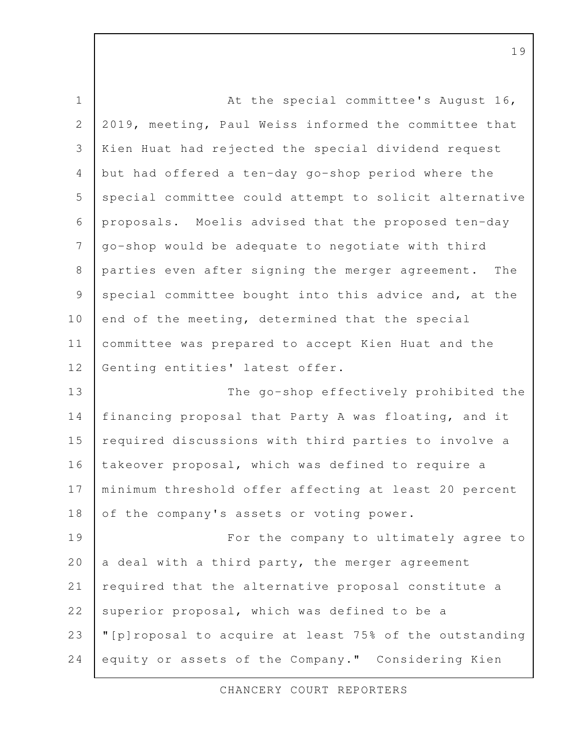At the special committee's August 16, 2019, meeting, Paul Weiss informed the committee that Kien Huat had rejected the special dividend request but had offered a ten-day go-shop period where the special committee could attempt to solicit alternative proposals. Moelis advised that the proposed ten-day go-shop would be adequate to negotiate with third parties even after signing the merger agreement. The special committee bought into this advice and, at the end of the meeting, determined that the special committee was prepared to accept Kien Huat and the Genting entities' latest offer.

The go-shop effectively prohibited the financing proposal that Party A was floating, and it required discussions with third parties to involve a takeover proposal, which was defined to require a minimum threshold offer affecting at least 20 percent of the company's assets or voting power.

For the company to ultimately agree to a deal with a third party, the merger agreement required that the alternative proposal constitute a superior proposal, which was defined to be a "[p]roposal to acquire at least 75% of the outstanding equity or assets of the Company." Considering Kien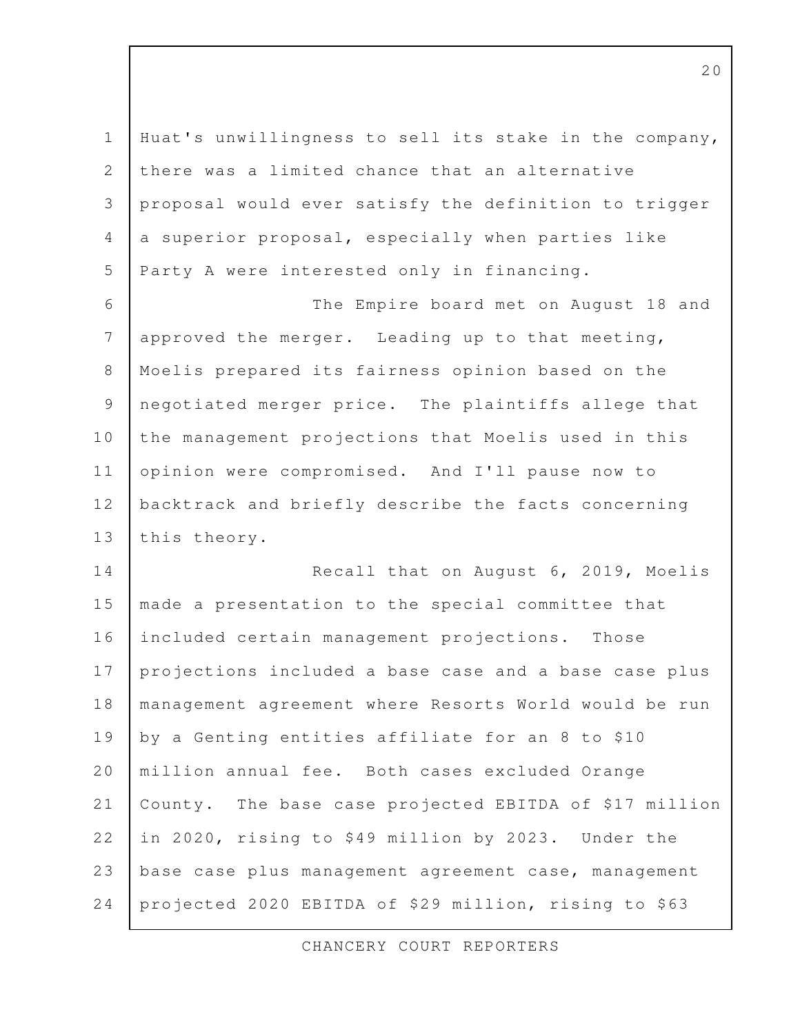Huat's unwillingness to sell its stake in the company, there was a limited chance that an alternative proposal would ever satisfy the definition to trigger a superior proposal, especially when parties like Party A were interested only in financing.

The Empire board met on August 18 and approved the merger. Leading up to that meeting, Moelis prepared its fairness opinion based on the negotiated merger price. The plaintiffs allege that the management projections that Moelis used in this opinion were compromised. And I'll pause now to backtrack and briefly describe the facts concerning this theory.

Recall that on August 6, 2019, Moelis made a presentation to the special committee that included certain management projections. Those projections included a base case and a base case plus management agreement where Resorts World would be run by a Genting entities affiliate for an 8 to $10 million annual fee. Both cases excluded Orange County. The base case projected EBITDA of $17 million in 2020, rising to $49 million by 2023. Under the base case plus management agreement case, management projected 2020 EBITDA of $29 million, rising to $63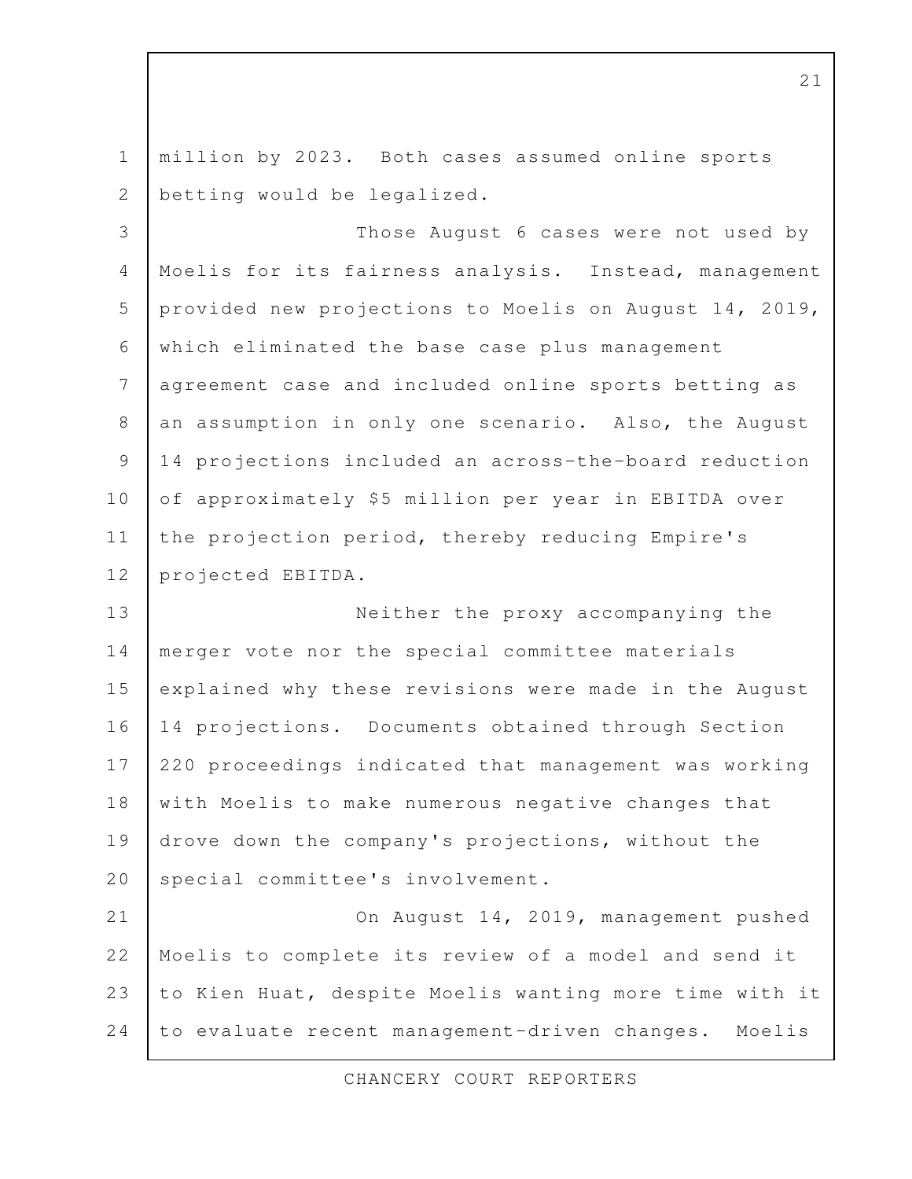million by 2023. Both cases assumed online sports betting would be legalized.

Those August 6 cases were not used by Moelis for its fairness analysis. Instead, management provided new projections to Moelis on August 14, 2019, which eliminated the base case plus management agreement case and included online sports betting as an assumption in only one scenario. Also, the August 14 projections included an across-the-board reduction of approximately $5 million per year in EBITDA over the projection period, thereby reducing Empire's projected EBITDA.

Neither the proxy accompanying the merger vote nor the special committee materials explained why these revisions were made in the August 14 projections. Documents obtained through Section 220 proceedings indicated that management was working with Moelis to make numerous negative changes that drove down the company's projections, without the special committee's involvement.

On August 14, 2019, management pushed Moelis to complete its review of a model and send it to Kien Huat, despite Moelis wanting more time with it to evaluate recent management-driven changes. Moelis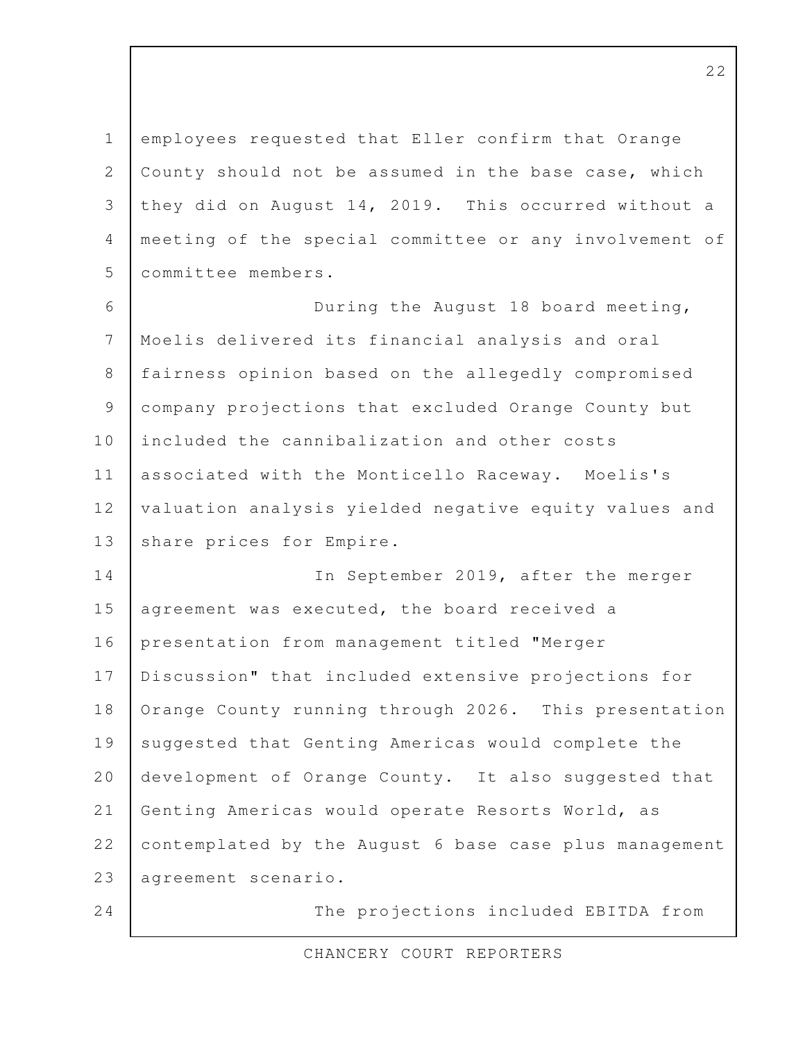employees requested that Eller confirm that Orange County should not be assumed in the base case, which they did on August 14, 2019. This occurred without a meeting of the special committee or any involvement of committee members.

During the August 18 board meeting, Moelis delivered its financial analysis and oral fairness opinion based on the allegedly compromised company projections that excluded Orange County but included the cannibalization and other costs associated with the Monticello Raceway. Moelis's valuation analysis yielded negative equity values and share prices for Empire.

In September 2019, after the merger agreement was executed, the board received a presentation from management titled "Merger Discussion" that included extensive projections for Orange County running through 2026. This presentation suggested that Genting Americas would complete the development of Orange County. It also suggested that Genting Americas would operate Resorts World, as contemplated by the August 6 base case plus management agreement scenario.

The projections included EBITDA from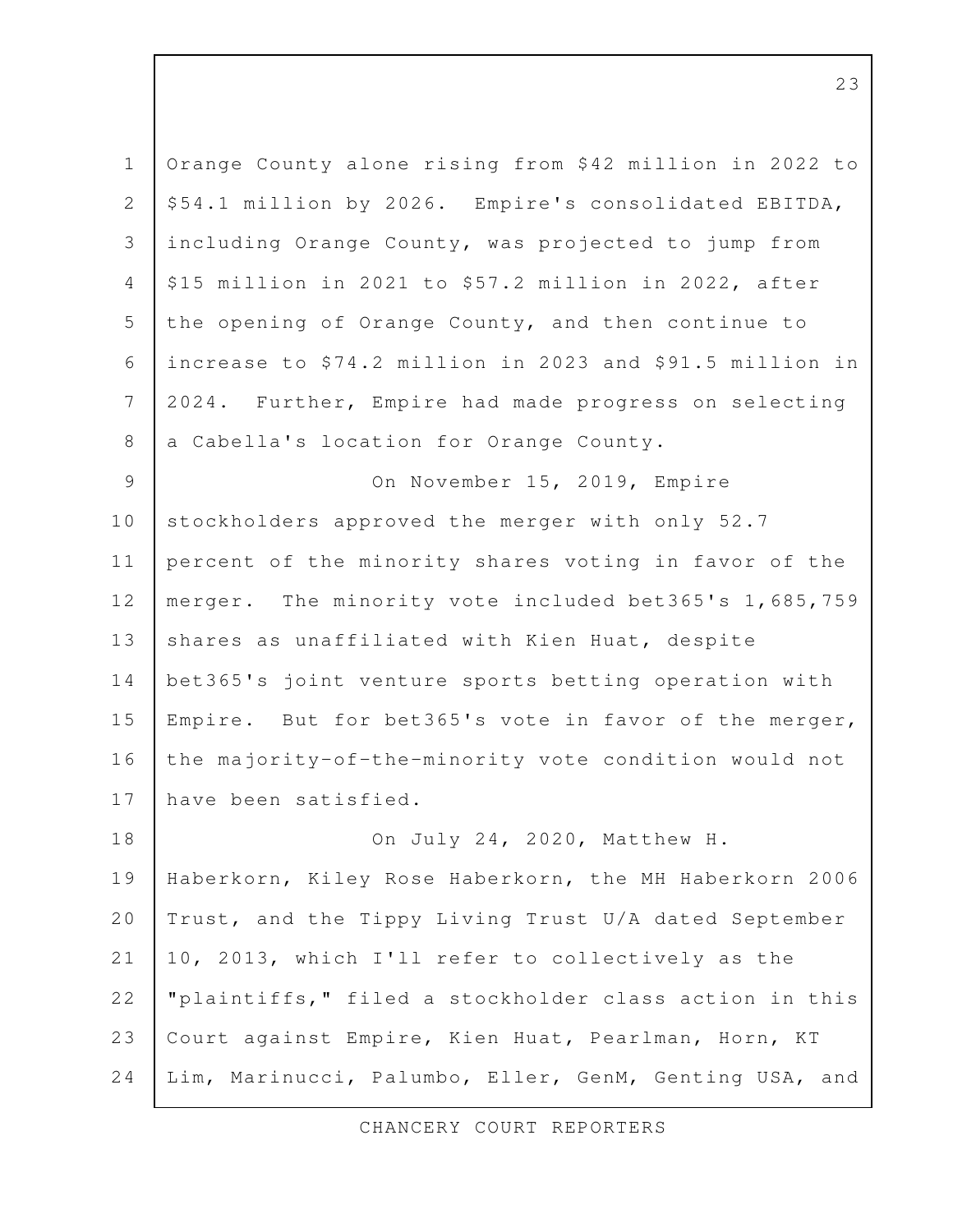Orange County alone rising from $42 million in 2022 to $54.1 million by 2026. Empire's consolidated EBITDA, including Orange County, was projected to jump from $15 million in 2021 to $57.2 million in 2022, after the opening of Orange County, and then continue to increase to $74.2 million in 2023 and $91.5 million in 2024. Further, Empire had made progress on selecting a Cabella's location for Orange County.

On November 15, 2019, Empire stockholders approved the merger with only 52.7 percent of the minority shares voting in favor of the merger. The minority vote included bet365's 1,685,759 shares as unaffiliated with Kien Huat, despite bet365's joint venture sports betting operation with Empire. But for bet365's vote in favor of the merger, the majority-of-the-minority vote condition would not have been satisfied.

On July 24, 2020, Matthew H. Haberkorn, Kiley Rose Haberkorn, the MH Haberkorn 2006 Trust, and the Tippy Living Trust U/A dated September 10, 2013, which I'll refer to collectively as the "plaintiffs," filed a stockholder class action in this Court against Empire, Kien Huat, Pearlman, Horn, KT Lim, Marinucci, Palumbo, Eller, GenM, Genting USA, and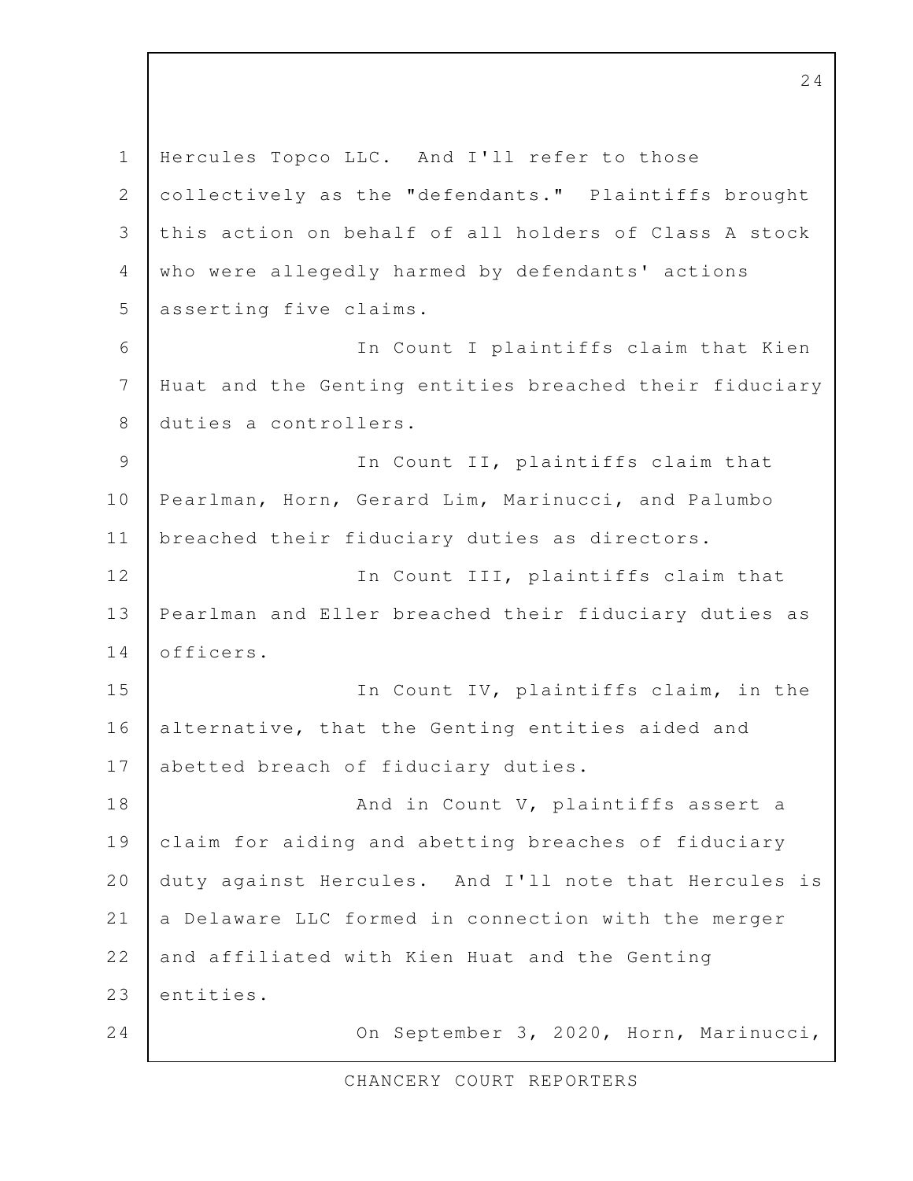Hercules Topco LLC. And I'll refer to those collectively as the "defendants." Plaintiffs brought this action on behalf of all holders of Class A stock who were allegedly harmed by defendants' actions asserting five claims.

In Count I plaintiffs claim that Kien Huat and the Genting entities breached their fiduciary duties a controllers.

In Count II, plaintiffs claim that Pearlman, Horn, Gerard Lim, Marinucci, and Palumbo breached their fiduciary duties as directors.

In Count III, plaintiffs claim that Pearlman and Eller breached their fiduciary duties as officers.

In Count IV, plaintiffs claim, in the alternative, that the Genting entities aided and abetted breach of fiduciary duties.

And in Count V, plaintiffs assert a claim for aiding and abetting breaches of fiduciary duty against Hercules. And I'll note that Hercules is a Delaware LLC formed in connection with the merger and affiliated with Kien Huat and the Genting entities.

On September 3, 2020, Horn, Marinucci,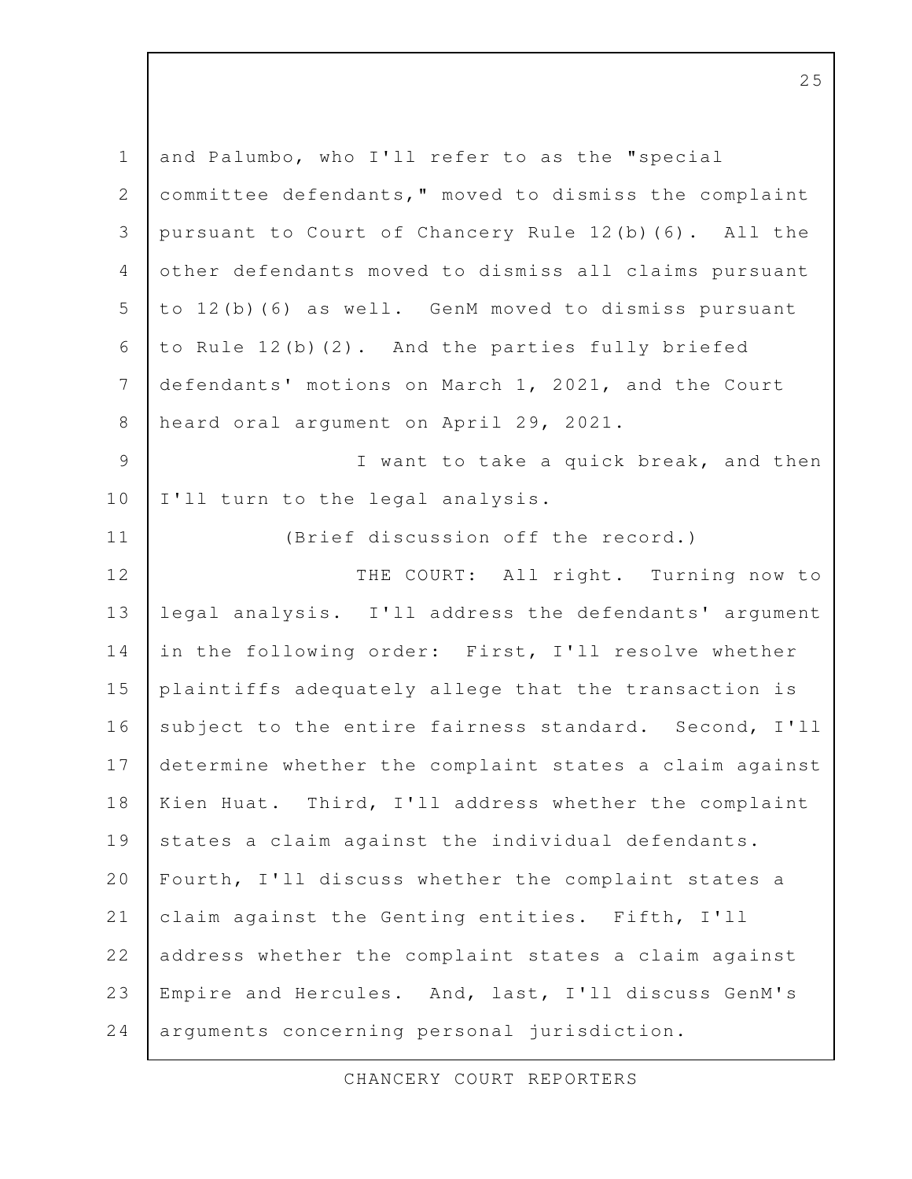and Palumbo, who I'll refer to as the "special committee defendants," moved to dismiss the complaint pursuant to Court of Chancery Rule 12(b)(6). All the other defendants moved to dismiss all claims pursuant to 12(b)(6) as well. GenM moved to dismiss pursuant to Rule 12(b)(2). And the parties fully briefed defendants' motions on March 1, 2021, and the Court heard oral argument on April 29, 2021.

I want to take a quick break, and then I'll turn to the legal analysis.

(Brief discussion off the record.)

THE COURT: All right. Turning now to legal analysis. I'll address the defendants' argument in the following order: First, I'll resolve whether plaintiffs adequately allege that the transaction is subject to the entire fairness standard. Second, I'll determine whether the complaint states a claim against Kien Huat. Third, I'll address whether the complaint states a claim against the individual defendants. Fourth, I'll discuss whether the complaint states a claim against the Genting entities. Fifth, I'll address whether the complaint states a claim against Empire and Hercules. And, last, I'll discuss GenM's arguments concerning personal jurisdiction.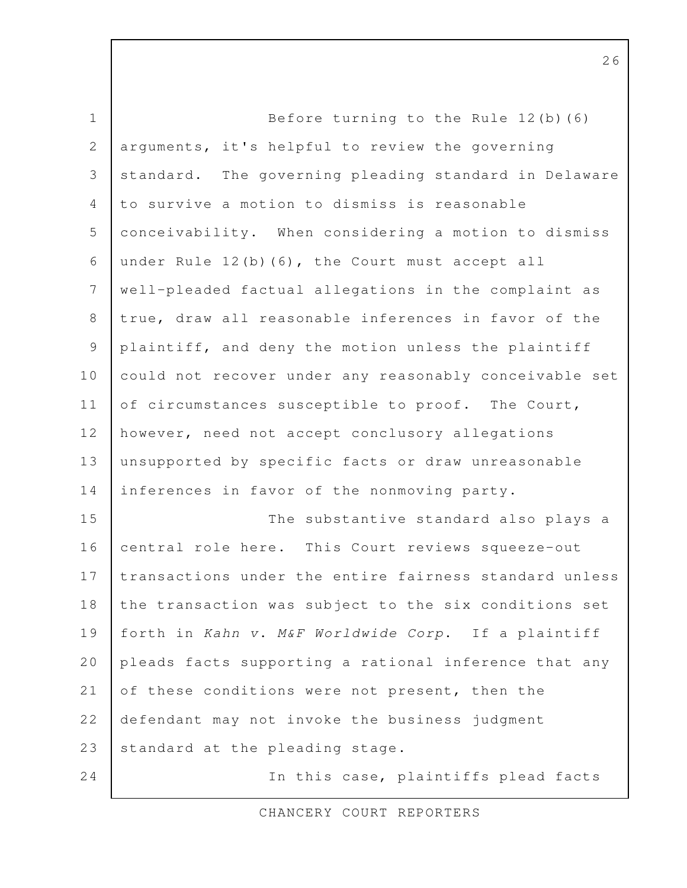Before turning to the Rule 12(b)(6) arguments, it's helpful to review the governing standard. The governing pleading standard in Delaware to survive a motion to dismiss is reasonable conceivability. When considering a motion to dismiss under Rule 12(b)(6), the Court must accept all well-pleaded factual allegations in the complaint as true, draw all reasonable inferences in favor of the plaintiff, and deny the motion unless the plaintiff could not recover under any reasonably conceivable set of circumstances susceptible to proof. The Court, however, need not accept conclusory allegations unsupported by specific facts or draw unreasonable inferences in favor of the nonmoving party.

The substantive standard also plays a central role here. This Court reviews squeeze-out transactions under the entire fairness standard unless the transaction was subject to the six conditions set forth in *Kahn v. M&F Worldwide Corp.* If a plaintiff pleads facts supporting a rational inference that any of these conditions were not present, then the defendant may not invoke the business judgment standard at the pleading stage.

In this case, plaintiffs plead facts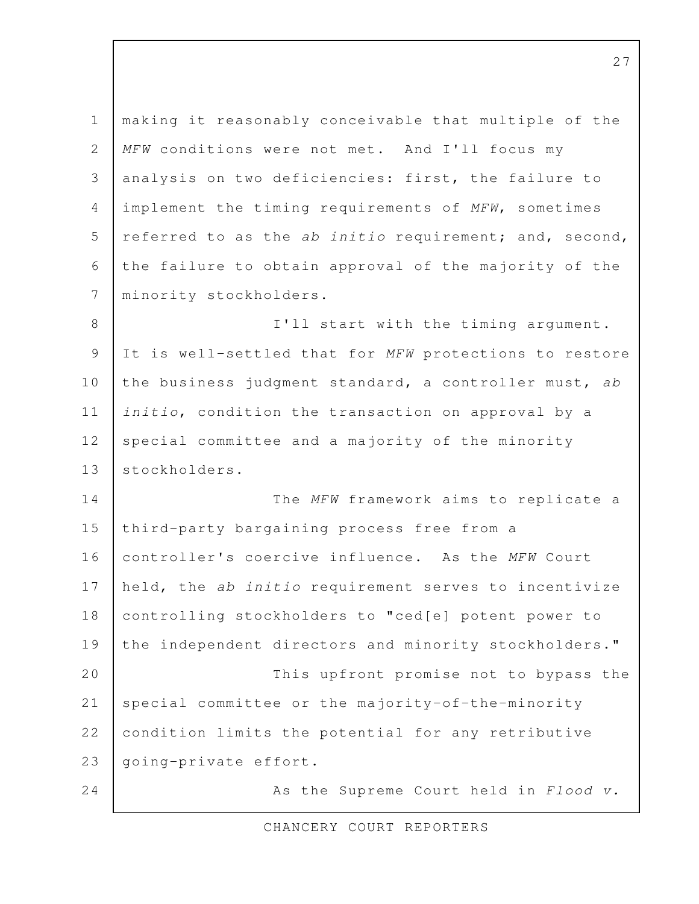making it reasonably conceivable that multiple of the *MFW* conditions were not met. And I'll focus my analysis on two deficiencies: first, the failure to implement the timing requirements of *MFW*, sometimes referred to as the *ab initio* requirement; and, second, the failure to obtain approval of the majority of the minority stockholders.

I'll start with the timing argument. It is well-settled that for *MFW* protections to restore the business judgment standard, a controller must, *ab initio*, condition the transaction on approval by a special committee and a majority of the minority stockholders.

The *MFW* framework aims to replicate a third-party bargaining process free from a controller's coercive influence. As the *MFW* Court held, the *ab initio* requirement serves to incentivize controlling stockholders to "ced[e] potent power to the independent directors and minority stockholders."

This upfront promise not to bypass the special committee or the majority-of-the-minority condition limits the potential for any retributive going-private effort.

As the Supreme Court held in *Flood v.*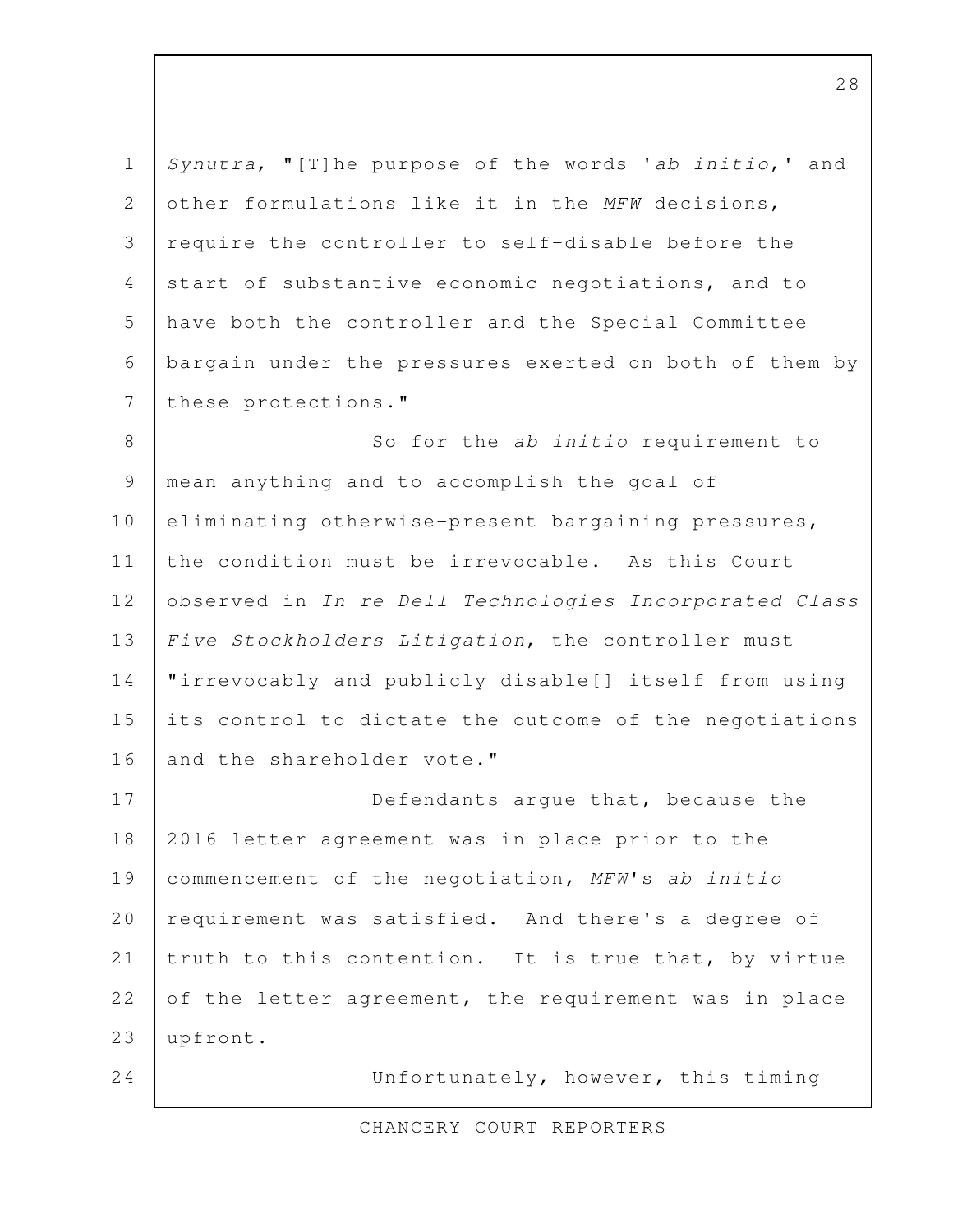*Synutra*, "[T]he purpose of the words '*ab initio*,' and other formulations like it in the *MFW* decisions, require the controller to self-disable before the start of substantive economic negotiations, and to have both the controller and the Special Committee bargain under the pressures exerted on both of them by these protections."

So for the *ab initio* requirement to mean anything and to accomplish the goal of eliminating otherwise-present bargaining pressures, the condition must be irrevocable. As this Court observed in *In re Dell Technologies Incorporated Class Five Stockholders Litigation*, the controller must "irrevocably and publicly disable[] itself from using its control to dictate the outcome of the negotiations and the shareholder vote."

Defendants argue that, because the 2016 letter agreement was in place prior to the commencement of the negotiation, *MFW*'s *ab initio* requirement was satisfied. And there's a degree of truth to this contention. It is true that, by virtue of the letter agreement, the requirement was in place upfront.

Unfortunately, however, this timing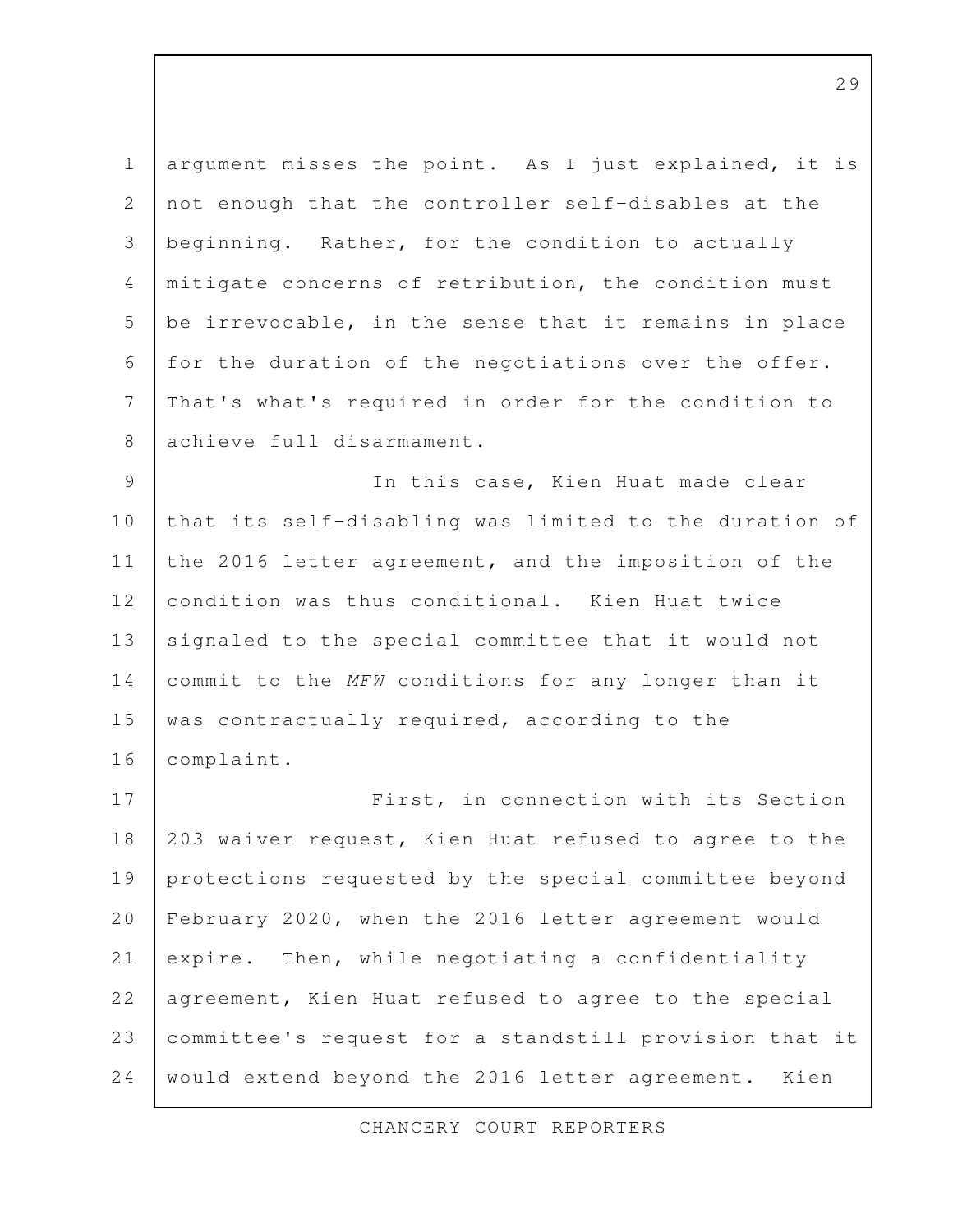argument misses the point. As I just explained, it is not enough that the controller self-disables at the beginning. Rather, for the condition to actually mitigate concerns of retribution, the condition must be irrevocable, in the sense that it remains in place for the duration of the negotiations over the offer. That's what's required in order for the condition to achieve full disarmament.

In this case, Kien Huat made clear that its self-disabling was limited to the duration of the 2016 letter agreement, and the imposition of the condition was thus conditional. Kien Huat twice signaled to the special committee that it would not commit to the *MFW* conditions for any longer than it was contractually required, according to the complaint.

First, in connection with its Section 203 waiver request, Kien Huat refused to agree to the protections requested by the special committee beyond February 2020, when the 2016 letter agreement would expire. Then, while negotiating a confidentiality agreement, Kien Huat refused to agree to the special committee's request for a standstill provision that it would extend beyond the 2016 letter agreement. Kien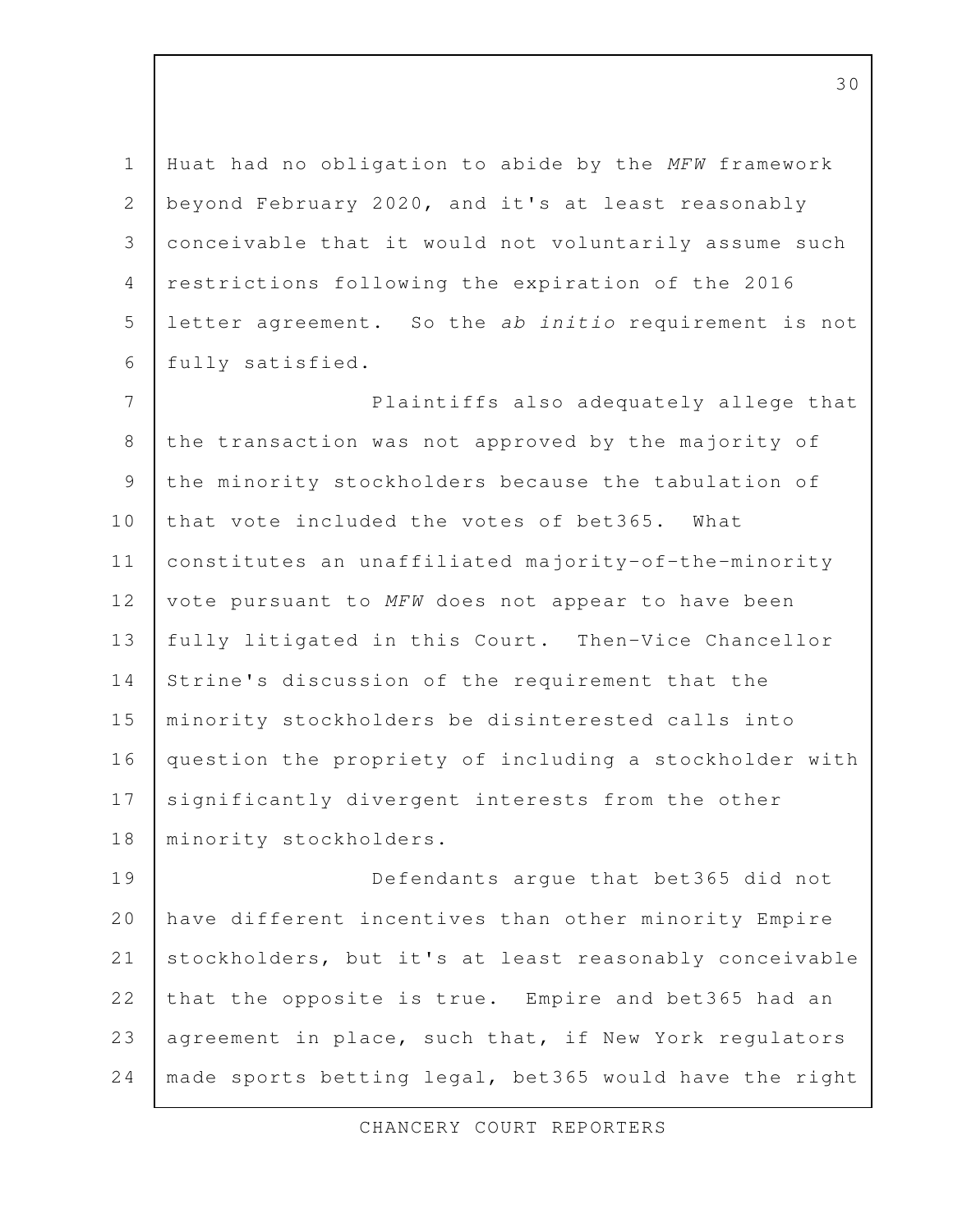Huat had no obligation to abide by the *MFW* framework beyond February 2020, and it's at least reasonably conceivable that it would not voluntarily assume such restrictions following the expiration of the 2016 letter agreement. So the *ab initio* requirement is not fully satisfied.

Plaintiffs also adequately allege that the transaction was not approved by the majority of the minority stockholders because the tabulation of that vote included the votes of bet365. What constitutes an unaffiliated majority-of-the-minority vote pursuant to *MFW* does not appear to have been fully litigated in this Court. Then-Vice Chancellor Strine's discussion of the requirement that the minority stockholders be disinterested calls into question the propriety of including a stockholder with significantly divergent interests from the other minority stockholders.

Defendants argue that bet365 did not have different incentives than other minority Empire stockholders, but it's at least reasonably conceivable that the opposite is true. Empire and bet365 had an agreement in place, such that, if New York regulators made sports betting legal, bet365 would have the right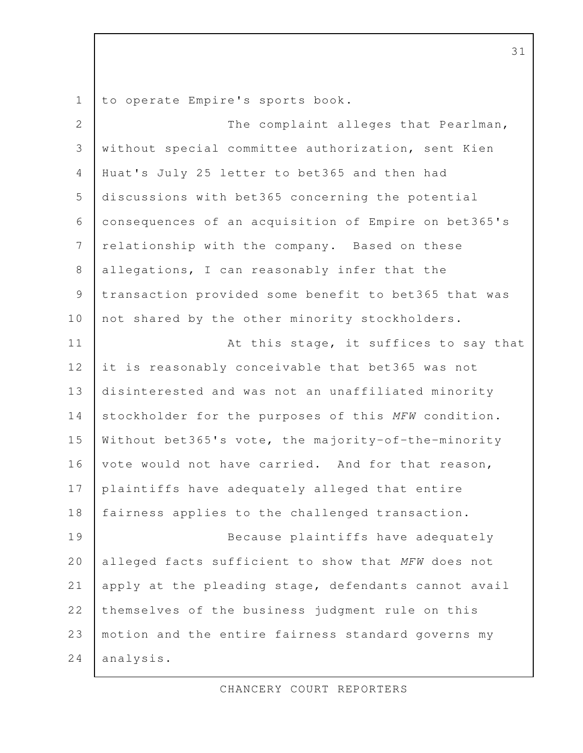to operate Empire's sports book.

The complaint alleges that Pearlman, without special committee authorization, sent Kien Huat's July 25 letter to bet365 and then had discussions with bet365 concerning the potential consequences of an acquisition of Empire on bet365's relationship with the company. Based on these allegations, I can reasonably infer that the transaction provided some benefit to bet365 that was not shared by the other minority stockholders.

At this stage, it suffices to say that it is reasonably conceivable that bet365 was not disinterested and was not an unaffiliated minority stockholder for the purposes of this *MFW* condition. Without bet365's vote, the majority-of-the-minority vote would not have carried. And for that reason, plaintiffs have adequately alleged that entire fairness applies to the challenged transaction.

Because plaintiffs have adequately alleged facts sufficient to show that *MFW* does not apply at the pleading stage, defendants cannot avail themselves of the business judgment rule on this motion and the entire fairness standard governs my analysis.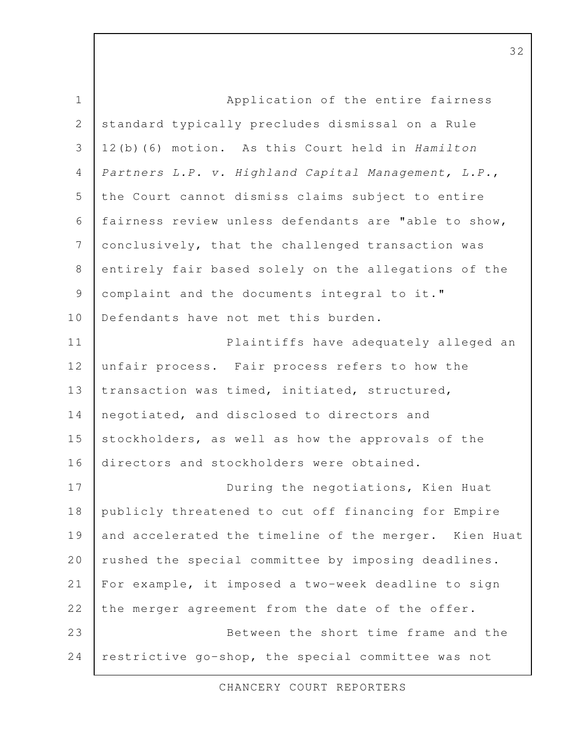Application of the entire fairness standard typically precludes dismissal on a Rule 12(b)(6) motion. As this Court held in *Hamilton Partners L.P. v. Highland Capital Management, L.P.*, the Court cannot dismiss claims subject to entire fairness review unless defendants are "able to show, conclusively, that the challenged transaction was entirely fair based solely on the allegations of the complaint and the documents integral to it." Defendants have not met this burden.

Plaintiffs have adequately alleged an unfair process. Fair process refers to how the transaction was timed, initiated, structured, negotiated, and disclosed to directors and stockholders, as well as how the approvals of the directors and stockholders were obtained.

During the negotiations, Kien Huat publicly threatened to cut off financing for Empire and accelerated the timeline of the merger. Kien Huat rushed the special committee by imposing deadlines. For example, it imposed a two-week deadline to sign the merger agreement from the date of the offer.

Between the short time frame and the restrictive go-shop, the special committee was not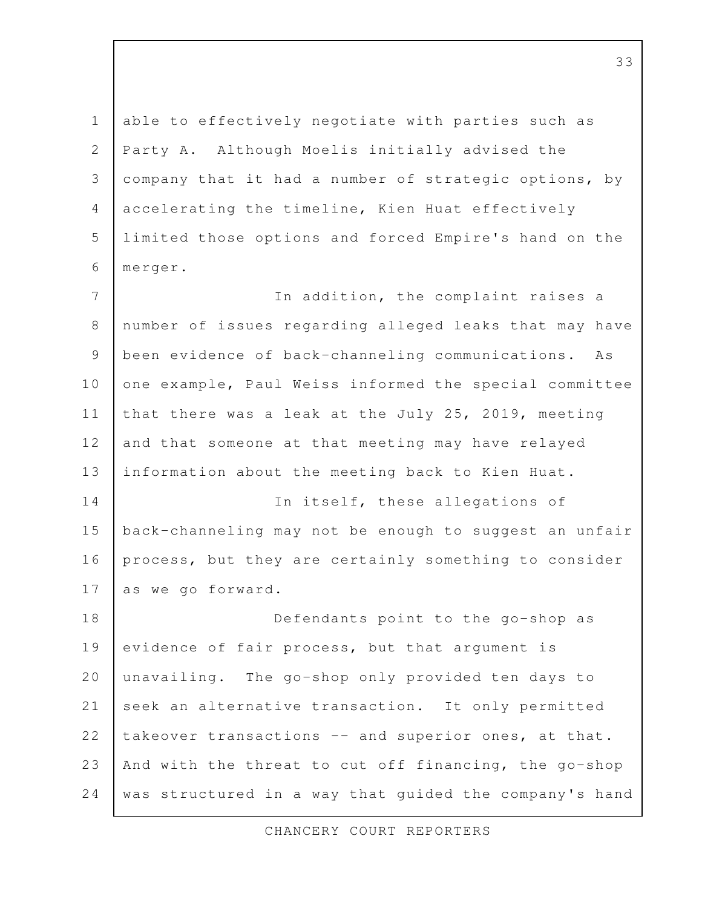able to effectively negotiate with parties such as Party A. Although Moelis initially advised the company that it had a number of strategic options, by accelerating the timeline, Kien Huat effectively limited those options and forced Empire's hand on the merger.

In addition, the complaint raises a number of issues regarding alleged leaks that may have been evidence of back-channeling communications. As one example, Paul Weiss informed the special committee that there was a leak at the July 25, 2019, meeting and that someone at that meeting may have relayed information about the meeting back to Kien Huat.

In itself, these allegations of back-channeling may not be enough to suggest an unfair process, but they are certainly something to consider as we go forward.

Defendants point to the go-shop as evidence of fair process, but that argument is unavailing. The go-shop only provided ten days to seek an alternative transaction. It only permitted takeover transactions -- and superior ones, at that. And with the threat to cut off financing, the go-shop was structured in a way that guided the company's hand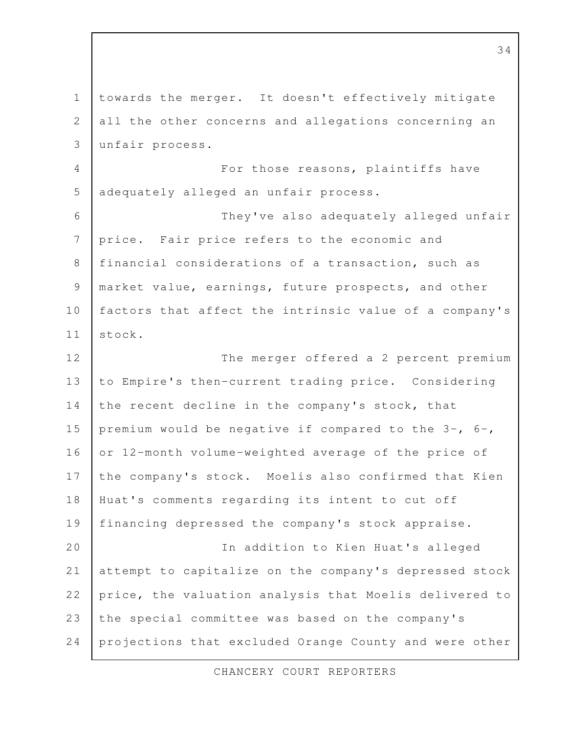towards the merger. It doesn't effectively mitigate all the other concerns and allegations concerning an unfair process.

For those reasons, plaintiffs have adequately alleged an unfair process.

They've also adequately alleged unfair price. Fair price refers to the economic and financial considerations of a transaction, such as market value, earnings, future prospects, and other factors that affect the intrinsic value of a company's stock.

The merger offered a 2 percent premium to Empire's then-current trading price. Considering the recent decline in the company's stock, that premium would be negative if compared to the 3-, 6-, or 12-month volume-weighted average of the price of the company's stock. Moelis also confirmed that Kien Huat's comments regarding its intent to cut off financing depressed the company's stock appraise.

In addition to Kien Huat's alleged attempt to capitalize on the company's depressed stock price, the valuation analysis that Moelis delivered to the special committee was based on the company's projections that excluded Orange County and were other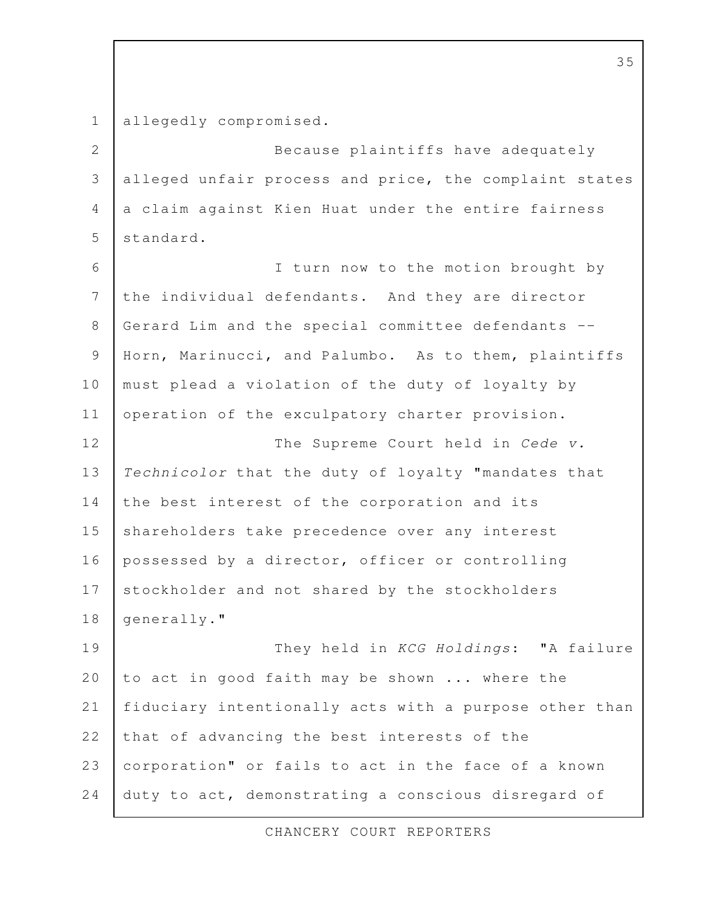allegedly compromised.

Because plaintiffs have adequately alleged unfair process and price, the complaint states a claim against Kien Huat under the entire fairness standard.

I turn now to the motion brought by the individual defendants. And they are director Gerard Lim and the special committee defendants -- Horn, Marinucci, and Palumbo. As to them, plaintiffs must plead a violation of the duty of loyalty by operation of the exculpatory charter provision.

The Supreme Court held in *Cede v. Technicolor* that the duty of loyalty "mandates that the best interest of the corporation and its shareholders take precedence over any interest possessed by a director, officer or controlling stockholder and not shared by the stockholders generally."

They held in *KCG Holdings*: "A failure to act in good faith may be shown ... where the fiduciary intentionally acts with a purpose other than that of advancing the best interests of the corporation" or fails to act in the face of a known duty to act, demonstrating a conscious disregard of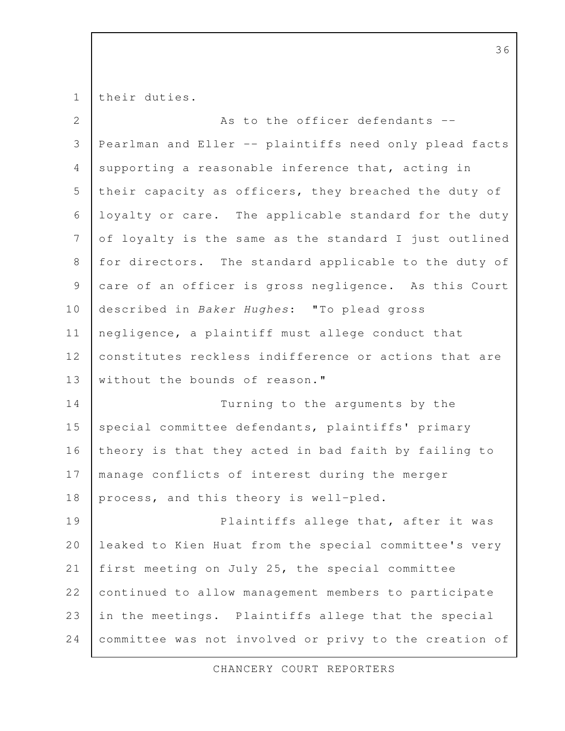their duties.

As to the officer defendants -- Pearlman and Eller -- plaintiffs need only plead facts supporting a reasonable inference that, acting in their capacity as officers, they breached the duty of loyalty or care. The applicable standard for the duty of loyalty is the same as the standard I just outlined for directors. The standard applicable to the duty of care of an officer is gross negligence. As this Court described in *Baker Hughes*: "To plead gross negligence, a plaintiff must allege conduct that constitutes reckless indifference or actions that are without the bounds of reason."

Turning to the arguments by the special committee defendants, plaintiffs' primary theory is that they acted in bad faith by failing to manage conflicts of interest during the merger process, and this theory is well-pled.

Plaintiffs allege that, after it was leaked to Kien Huat from the special committee's very first meeting on July 25, the special committee continued to allow management members to participate in the meetings. Plaintiffs allege that the special committee was not involved or privy to the creation of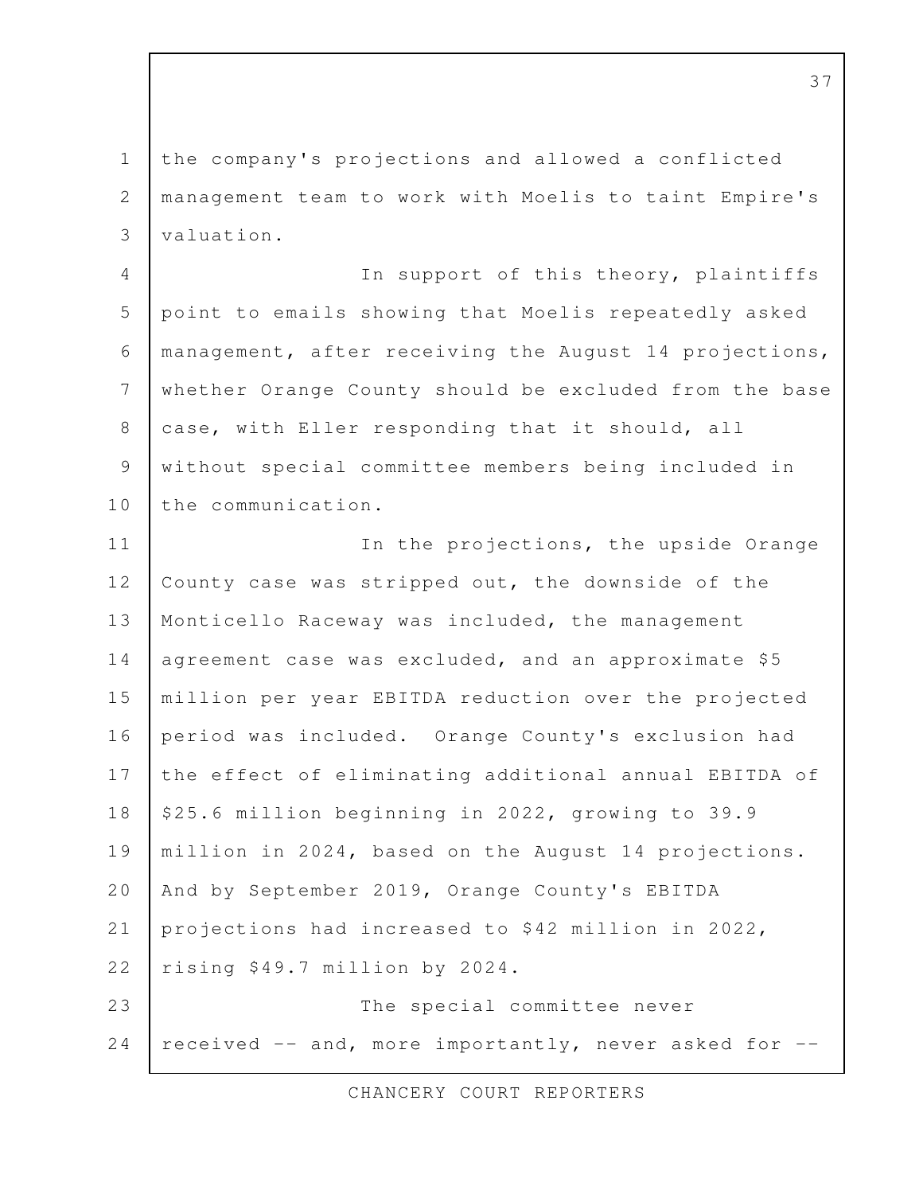the company's projections and allowed a conflicted management team to work with Moelis to taint Empire's valuation.

In support of this theory, plaintiffs point to emails showing that Moelis repeatedly asked management, after receiving the August 14 projections, whether Orange County should be excluded from the base case, with Eller responding that it should, all without special committee members being included in the communication.

In the projections, the upside Orange County case was stripped out, the downside of the Monticello Raceway was included, the management agreement case was excluded, and an approximate $5 million per year EBITDA reduction over the projected period was included. Orange County's exclusion had the effect of eliminating additional annual EBITDA of $25.6 million beginning in 2022, growing to 39.9 million in 2024, based on the August 14 projections. And by September 2019, Orange County's EBITDA projections had increased to $42 million in 2022, rising $49.7 million by 2024.

The special committee never received -- and, more importantly, never asked for --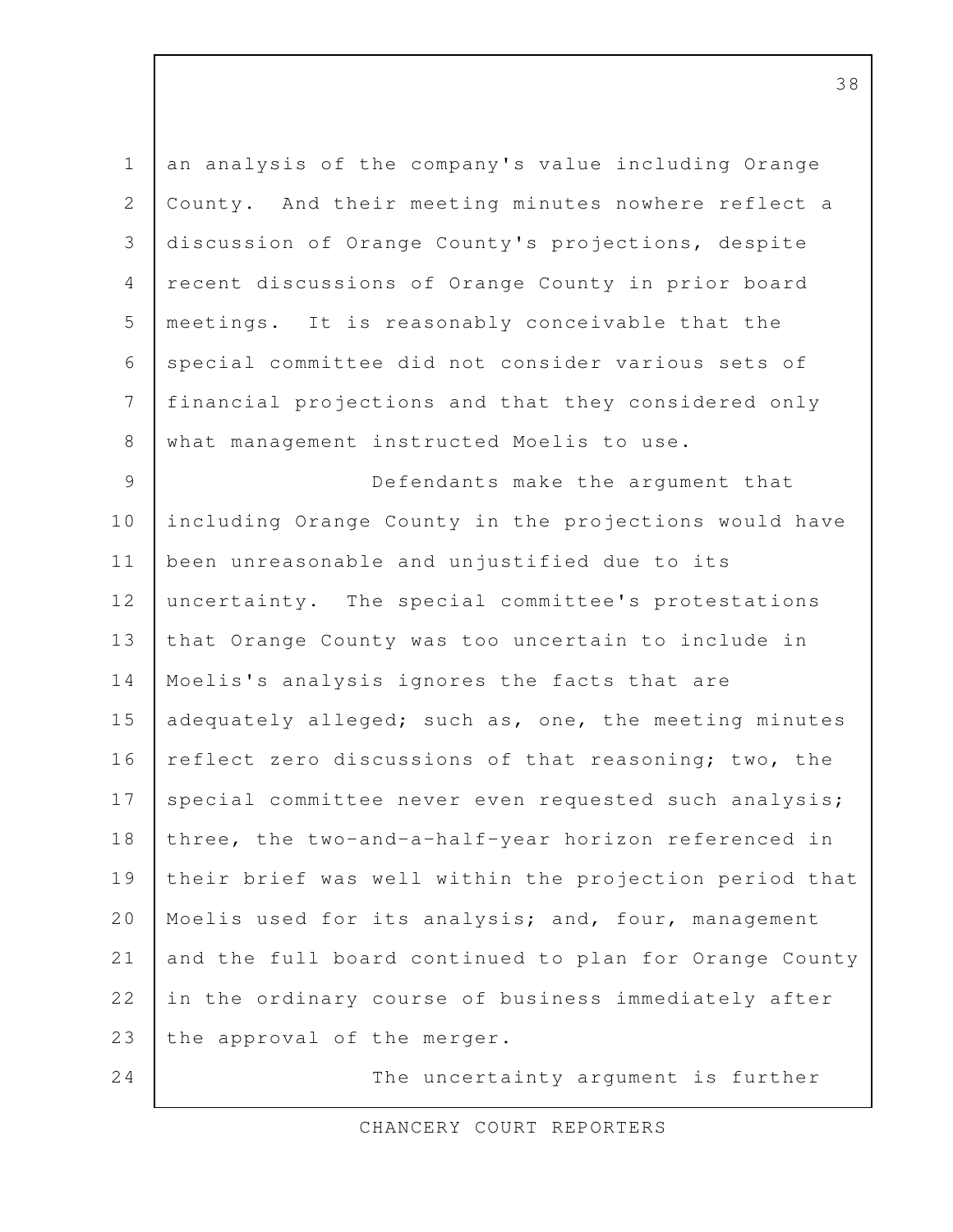an analysis of the company's value including Orange County. And their meeting minutes nowhere reflect a discussion of Orange County's projections, despite recent discussions of Orange County in prior board meetings. It is reasonably conceivable that the special committee did not consider various sets of financial projections and that they considered only what management instructed Moelis to use.

Defendants make the argument that including Orange County in the projections would have been unreasonable and unjustified due to its uncertainty. The special committee's protestations that Orange County was too uncertain to include in Moelis's analysis ignores the facts that are adequately alleged; such as, one, the meeting minutes reflect zero discussions of that reasoning; two, the special committee never even requested such analysis; three, the two-and-a-half-year horizon referenced in their brief was well within the projection period that Moelis used for its analysis; and, four, management and the full board continued to plan for Orange County in the ordinary course of business immediately after the approval of the merger.

The uncertainty argument is further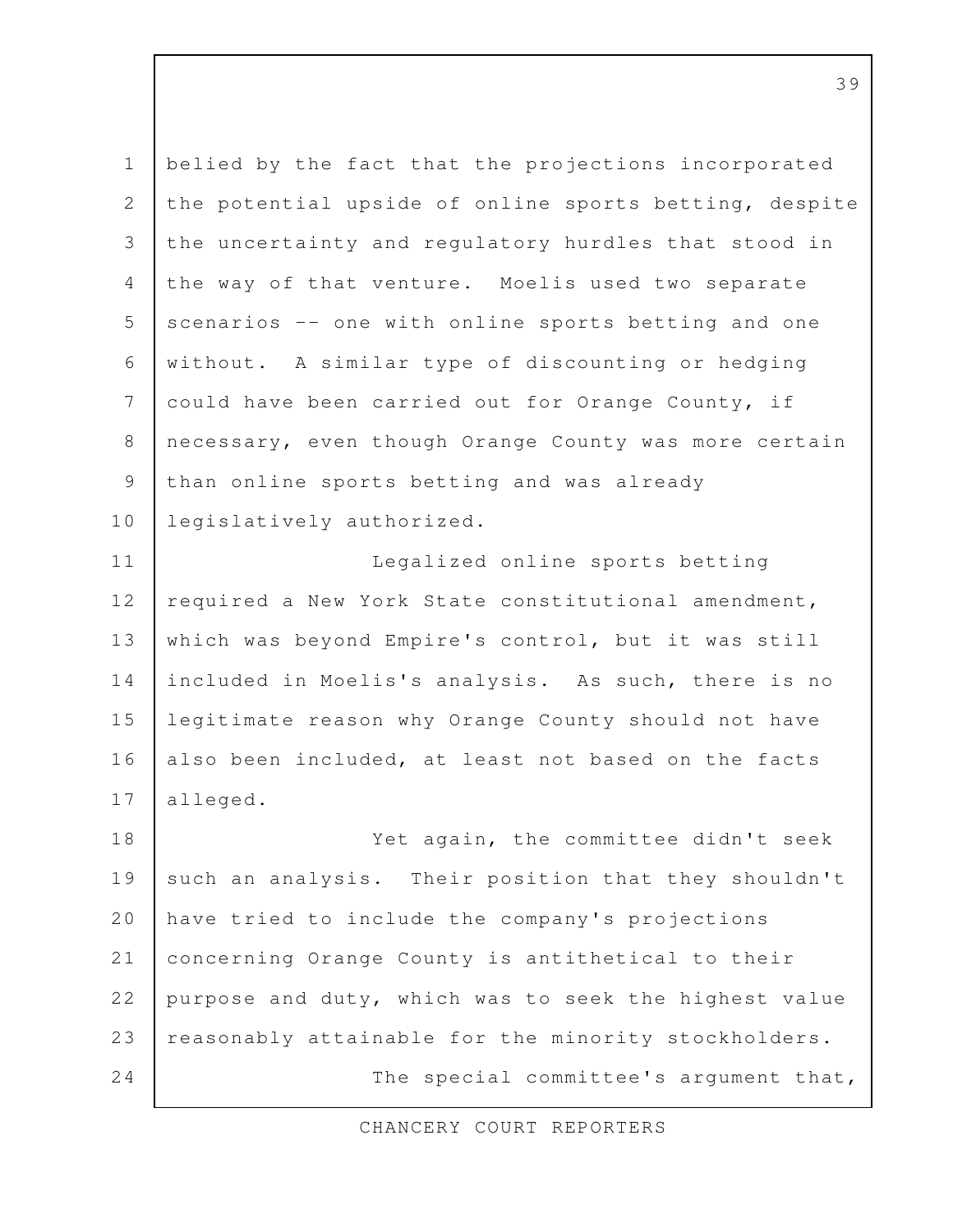belied by the fact that the projections incorporated the potential upside of online sports betting, despite the uncertainty and regulatory hurdles that stood in the way of that venture. Moelis used two separate scenarios -- one with online sports betting and one without. A similar type of discounting or hedging could have been carried out for Orange County, if necessary, even though Orange County was more certain than online sports betting and was already legislatively authorized.

Legalized online sports betting required a New York State constitutional amendment, which was beyond Empire's control, but it was still included in Moelis's analysis. As such, there is no legitimate reason why Orange County should not have also been included, at least not based on the facts alleged.

Yet again, the committee didn't seek such an analysis. Their position that they shouldn't have tried to include the company's projections concerning Orange County is antithetical to their purpose and duty, which was to seek the highest value reasonably attainable for the minority stockholders.

The special committee's argument that,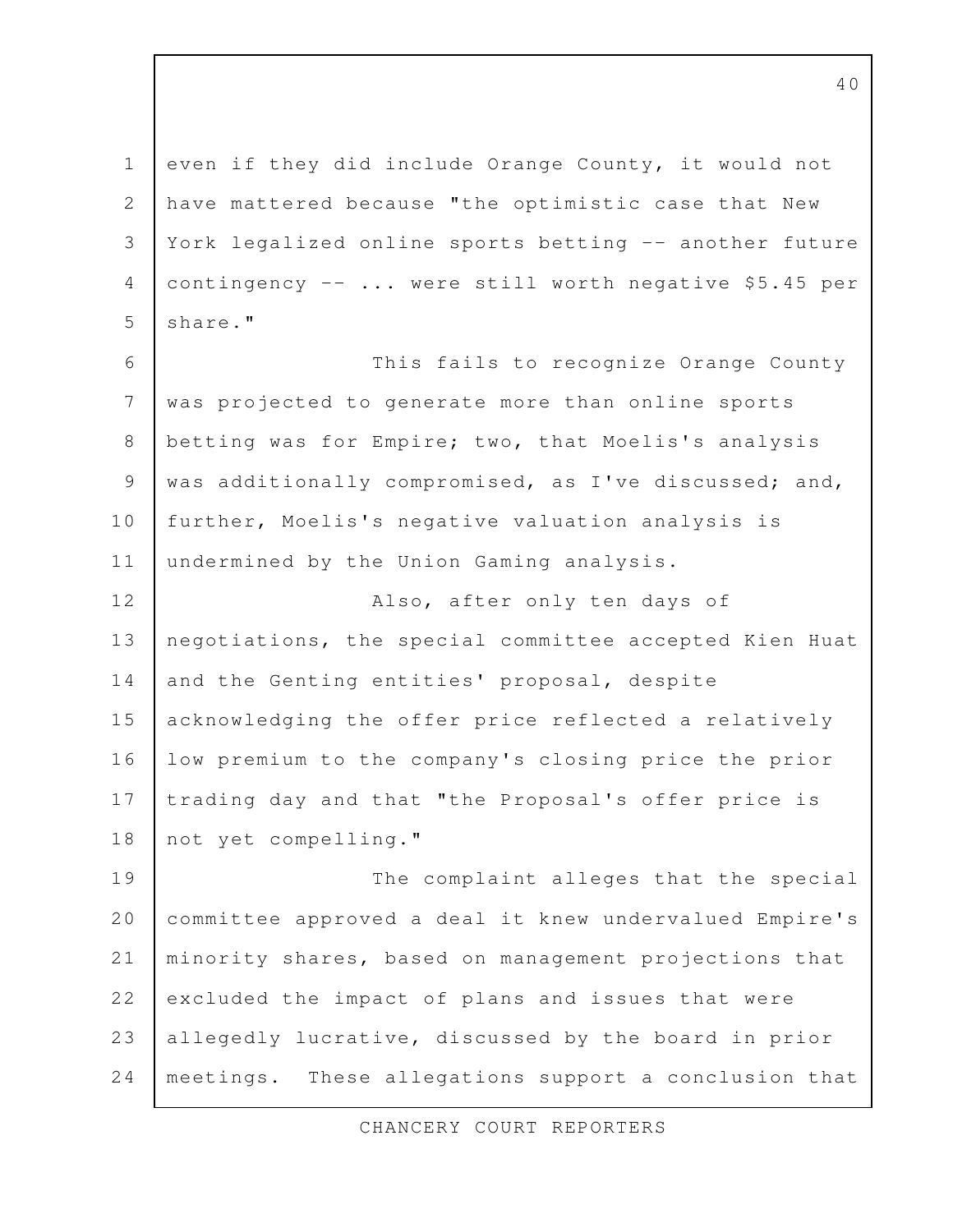even if they did include Orange County, it would not have mattered because "the optimistic case that New York legalized online sports betting -- another future contingency -- ... were still worth negative $5.45 per share."

This fails to recognize Orange County was projected to generate more than online sports betting was for Empire; two, that Moelis's analysis was additionally compromised, as I've discussed; and, further, Moelis's negative valuation analysis is undermined by the Union Gaming analysis.

Also, after only ten days of negotiations, the special committee accepted Kien Huat and the Genting entities' proposal, despite acknowledging the offer price reflected a relatively low premium to the company's closing price the prior trading day and that "the Proposal's offer price is not yet compelling."

The complaint alleges that the special committee approved a deal it knew undervalued Empire's minority shares, based on management projections that excluded the impact of plans and issues that were allegedly lucrative, discussed by the board in prior meetings. These allegations support a conclusion that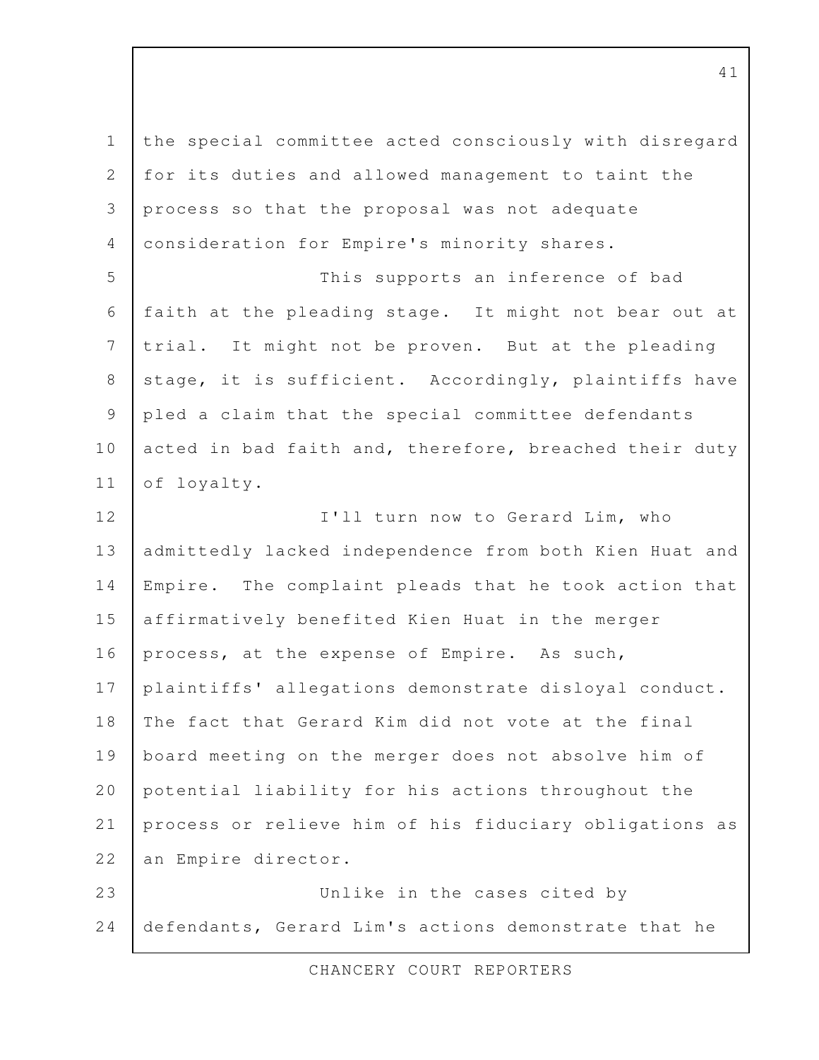the special committee acted consciously with disregard for its duties and allowed management to taint the process so that the proposal was not adequate consideration for Empire's minority shares.

This supports an inference of bad faith at the pleading stage. It might not bear out at trial. It might not be proven. But at the pleading stage, it is sufficient. Accordingly, plaintiffs have pled a claim that the special committee defendants acted in bad faith and, therefore, breached their duty of loyalty.

I'll turn now to Gerard Lim, who admittedly lacked independence from both Kien Huat and Empire. The complaint pleads that he took action that affirmatively benefited Kien Huat in the merger process, at the expense of Empire. As such, plaintiffs' allegations demonstrate disloyal conduct. The fact that Gerard Kim did not vote at the final board meeting on the merger does not absolve him of potential liability for his actions throughout the process or relieve him of his fiduciary obligations as an Empire director.

Unlike in the cases cited by defendants, Gerard Lim's actions demonstrate that he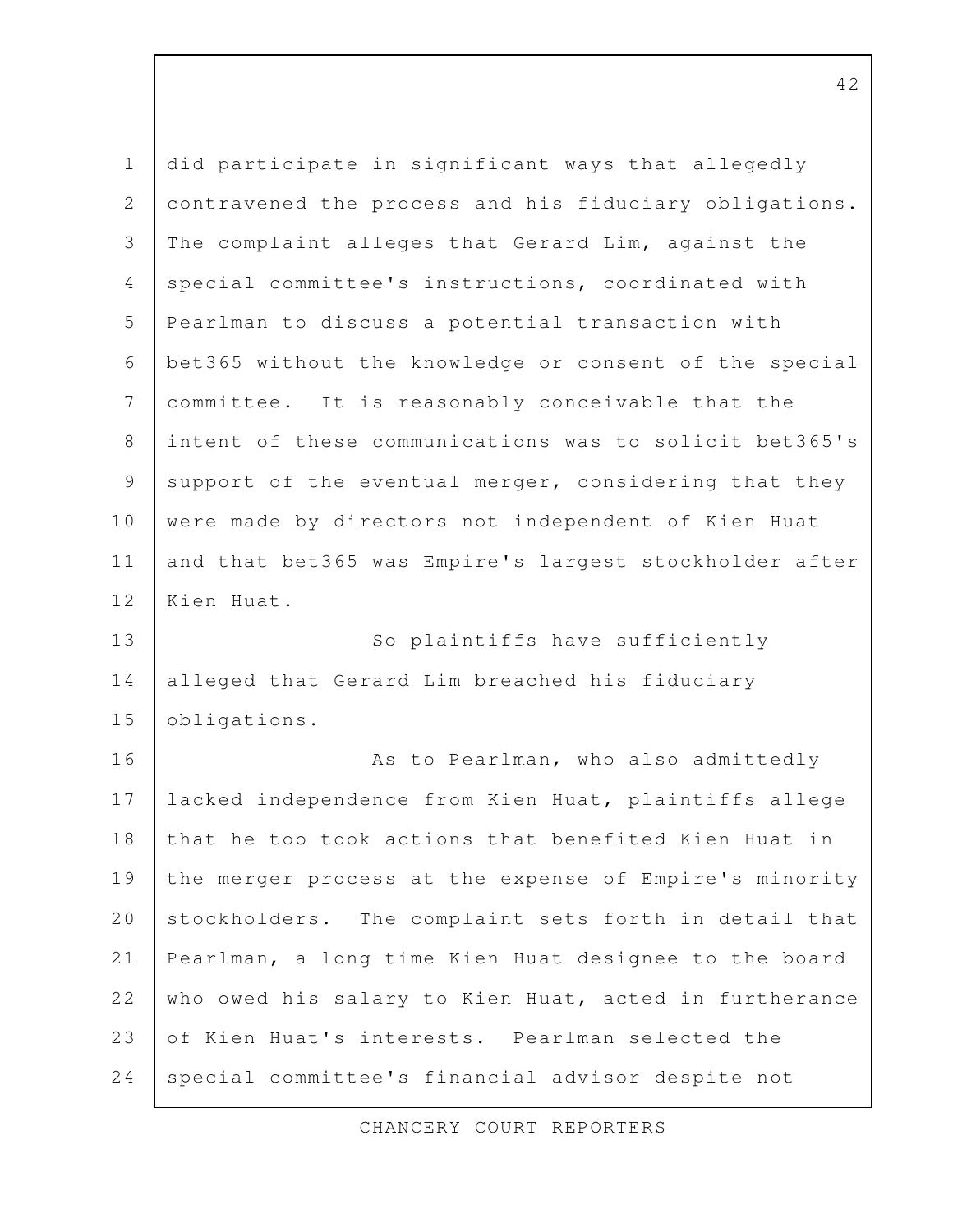did participate in significant ways that allegedly contravened the process and his fiduciary obligations. The complaint alleges that Gerard Lim, against the special committee's instructions, coordinated with Pearlman to discuss a potential transaction with bet365 without the knowledge or consent of the special committee. It is reasonably conceivable that the intent of these communications was to solicit bet365's support of the eventual merger, considering that they were made by directors not independent of Kien Huat and that bet365 was Empire's largest stockholder after Kien Huat.

So plaintiffs have sufficiently alleged that Gerard Lim breached his fiduciary obligations.

As to Pearlman, who also admittedly lacked independence from Kien Huat, plaintiffs allege that he too took actions that benefited Kien Huat in the merger process at the expense of Empire's minority stockholders. The complaint sets forth in detail that Pearlman, a long-time Kien Huat designee to the board who owed his salary to Kien Huat, acted in furtherance of Kien Huat's interests. Pearlman selected the special committee's financial advisor despite not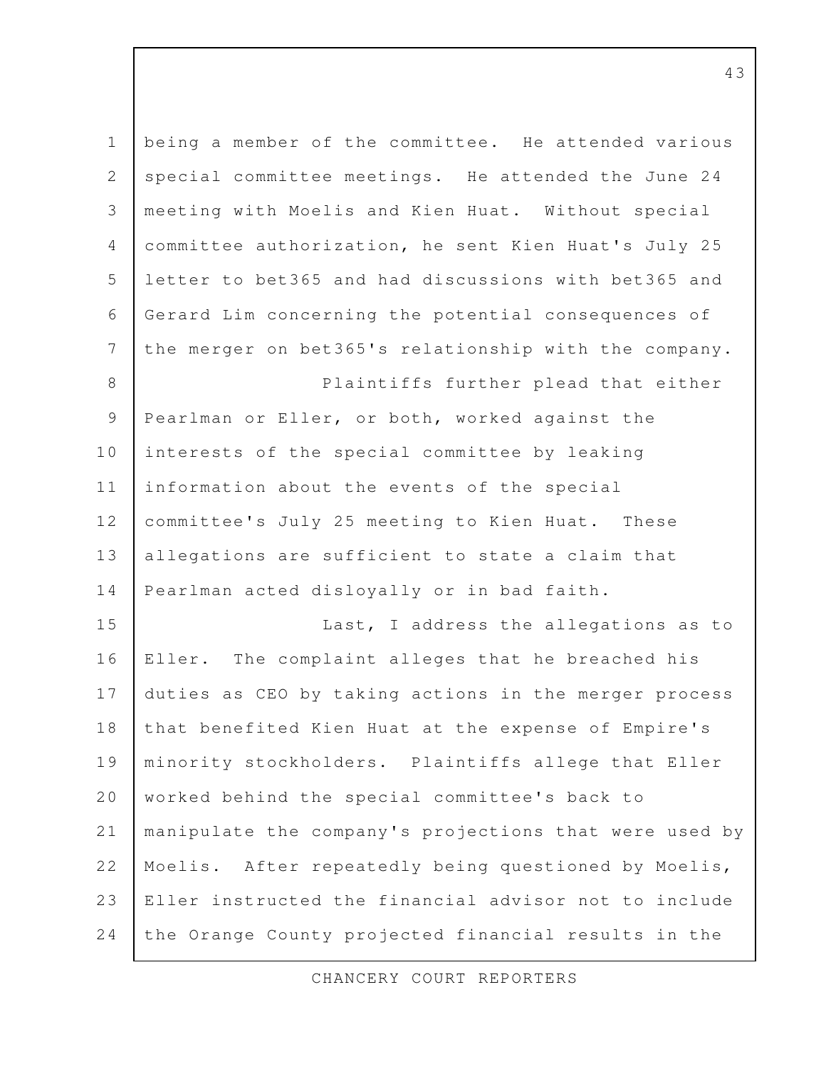being a member of the committee. He attended various special committee meetings. He attended the June 24 meeting with Moelis and Kien Huat. Without special committee authorization, he sent Kien Huat's July 25 letter to bet365 and had discussions with bet365 and Gerard Lim concerning the potential consequences of the merger on bet365's relationship with the company.

Plaintiffs further plead that either Pearlman or Eller, or both, worked against the interests of the special committee by leaking information about the events of the special committee's July 25 meeting to Kien Huat. These allegations are sufficient to state a claim that Pearlman acted disloyally or in bad faith.

Last, I address the allegations as to Eller. The complaint alleges that he breached his duties as CEO by taking actions in the merger process that benefited Kien Huat at the expense of Empire's minority stockholders. Plaintiffs allege that Eller worked behind the special committee's back to manipulate the company's projections that were used by Moelis. After repeatedly being questioned by Moelis, Eller instructed the financial advisor not to include the Orange County projected financial results in the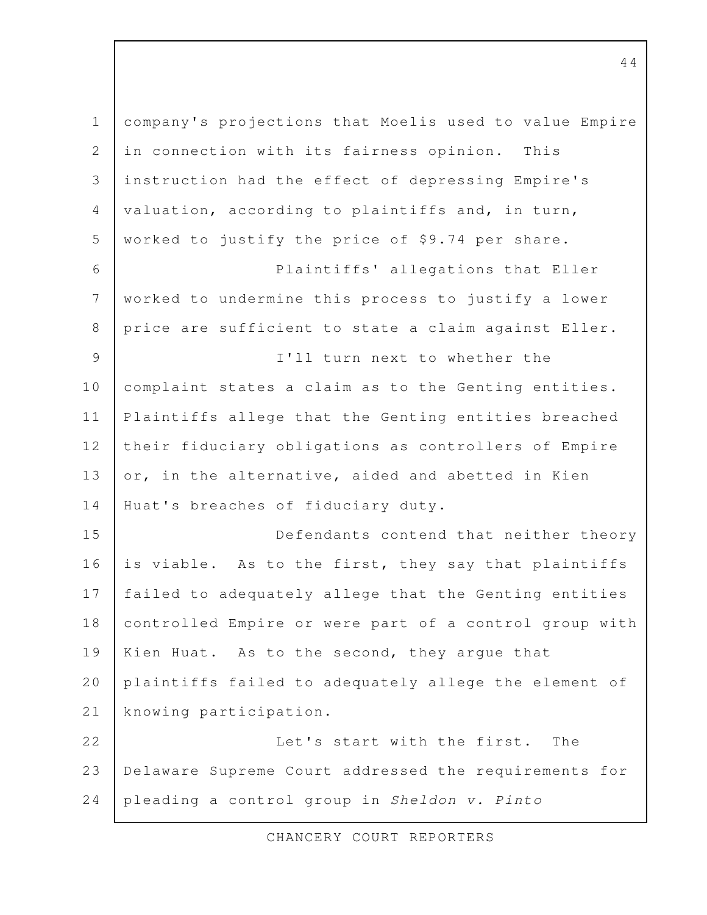company's projections that Moelis used to value Empire in connection with its fairness opinion. This instruction had the effect of depressing Empire's valuation, according to plaintiffs and, in turn, worked to justify the price of $9.74 per share.

Plaintiffs' allegations that Eller worked to undermine this process to justify a lower price are sufficient to state a claim against Eller.

I'll turn next to whether the complaint states a claim as to the Genting entities. Plaintiffs allege that the Genting entities breached their fiduciary obligations as controllers of Empire or, in the alternative, aided and abetted in Kien Huat's breaches of fiduciary duty.

Defendants contend that neither theory is viable. As to the first, they say that plaintiffs failed to adequately allege that the Genting entities controlled Empire or were part of a control group with Kien Huat. As to the second, they argue that plaintiffs failed to adequately allege the element of knowing participation.

Let's start with the first. The Delaware Supreme Court addressed the requirements for pleading a control group in *Sheldon v. Pinto*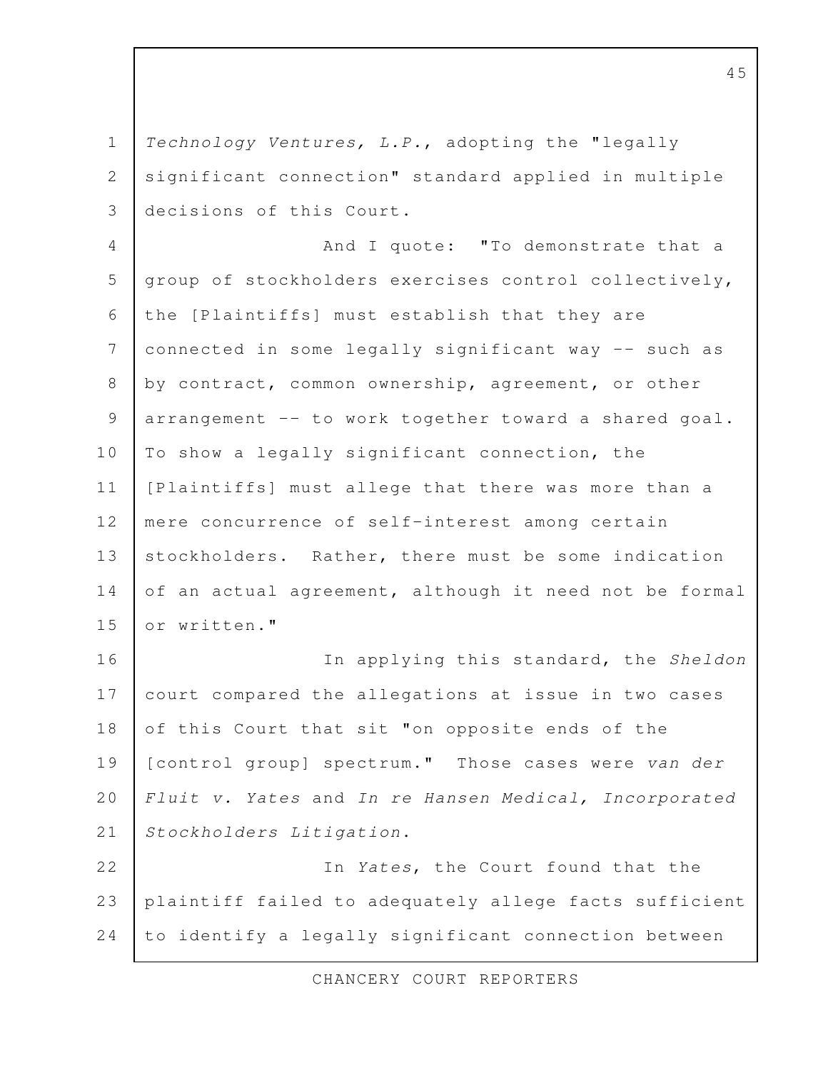*Technology Ventures, L.P.*, adopting the "legally significant connection" standard applied in multiple decisions of this Court.

And I quote: "To demonstrate that a group of stockholders exercises control collectively, the [Plaintiffs] must establish that they are connected in some legally significant way -- such as by contract, common ownership, agreement, or other arrangement -- to work together toward a shared goal. To show a legally significant connection, the [Plaintiffs] must allege that there was more than a mere concurrence of self-interest among certain stockholders. Rather, there must be some indication of an actual agreement, although it need not be formal or written."

In applying this standard, the *Sheldon* court compared the allegations at issue in two cases of this Court that sit "on opposite ends of the [control group] spectrum." Those cases were *van der Fluit v. Yates* and *In re Hansen Medical, Incorporated Stockholders Litigation*.

In *Yates*, the Court found that the plaintiff failed to adequately allege facts sufficient to identify a legally significant connection between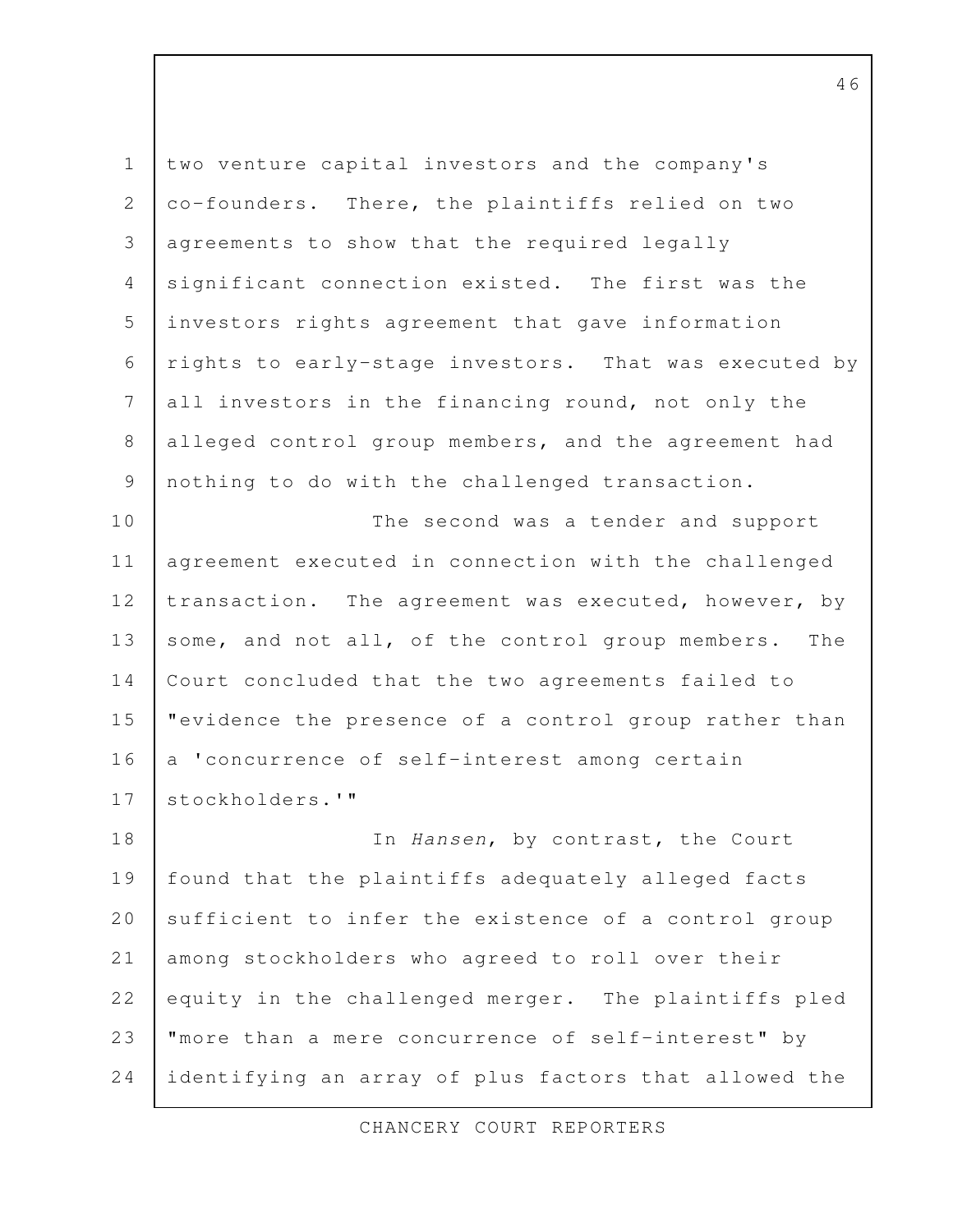two venture capital investors and the company's co-founders. There, the plaintiffs relied on two agreements to show that the required legally significant connection existed. The first was the investors rights agreement that gave information rights to early-stage investors. That was executed by all investors in the financing round, not only the alleged control group members, and the agreement had nothing to do with the challenged transaction.

The second was a tender and support agreement executed in connection with the challenged transaction. The agreement was executed, however, by some, and not all, of the control group members. The Court concluded that the two agreements failed to "evidence the presence of a control group rather than a 'concurrence of self-interest among certain stockholders.'"

In *Hansen*, by contrast, the Court found that the plaintiffs adequately alleged facts sufficient to infer the existence of a control group among stockholders who agreed to roll over their equity in the challenged merger. The plaintiffs pled "more than a mere concurrence of self-interest" by identifying an array of plus factors that allowed the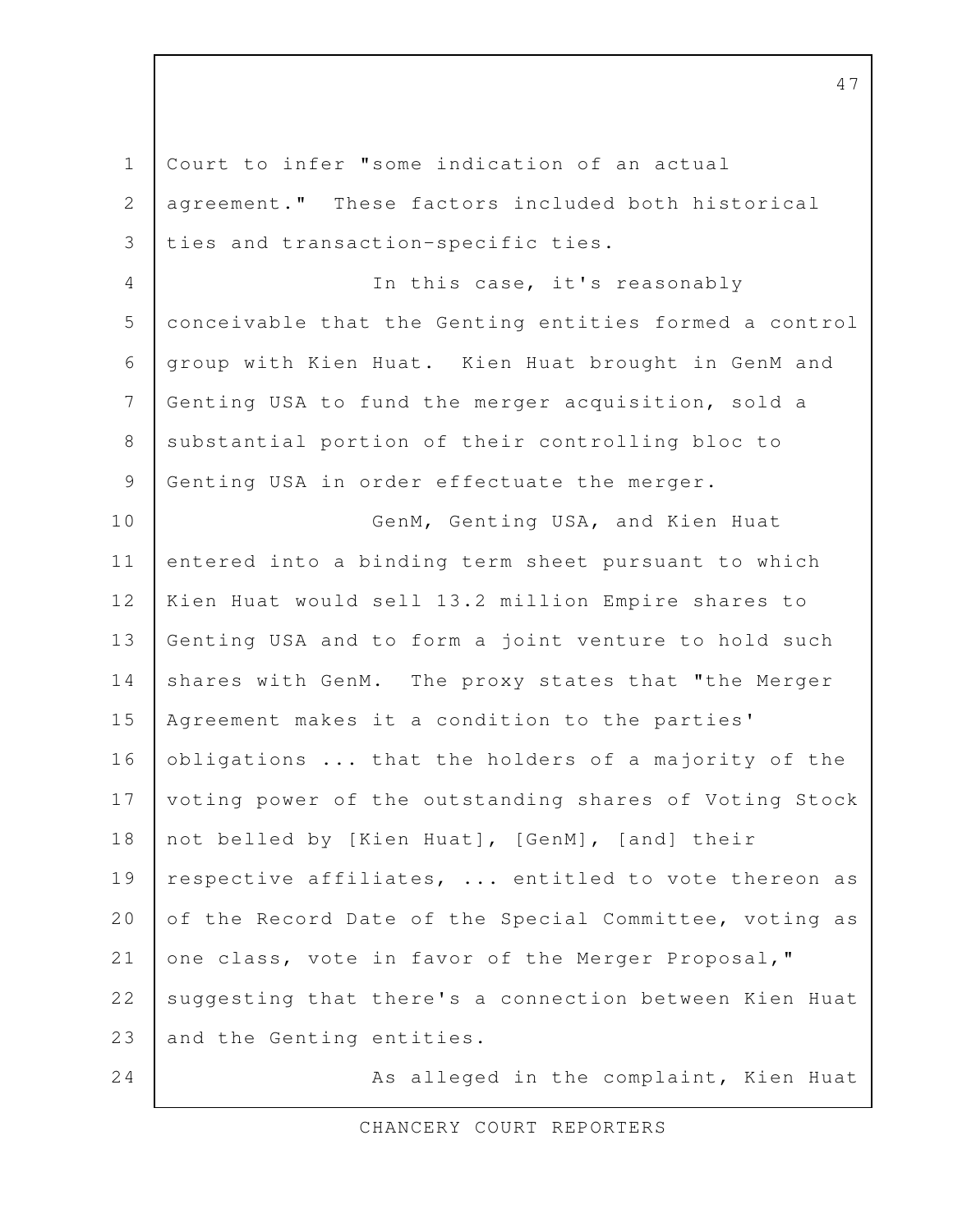Court to infer "some indication of an actual agreement." These factors included both historical ties and transaction-specific ties.

In this case, it's reasonably conceivable that the Genting entities formed a control group with Kien Huat. Kien Huat brought in GenM and Genting USA to fund the merger acquisition, sold a substantial portion of their controlling bloc to Genting USA in order effectuate the merger.

GenM, Genting USA, and Kien Huat entered into a binding term sheet pursuant to which Kien Huat would sell 13.2 million Empire shares to Genting USA and to form a joint venture to hold such shares with GenM. The proxy states that "the Merger Agreement makes it a condition to the parties' obligations ... that the holders of a majority of the voting power of the outstanding shares of Voting Stock not belled by [Kien Huat], [GenM], [and] their respective affiliates, ... entitled to vote thereon as of the Record Date of the Special Committee, voting as one class, vote in favor of the Merger Proposal," suggesting that there's a connection between Kien Huat and the Genting entities.

As alleged in the complaint, Kien Huat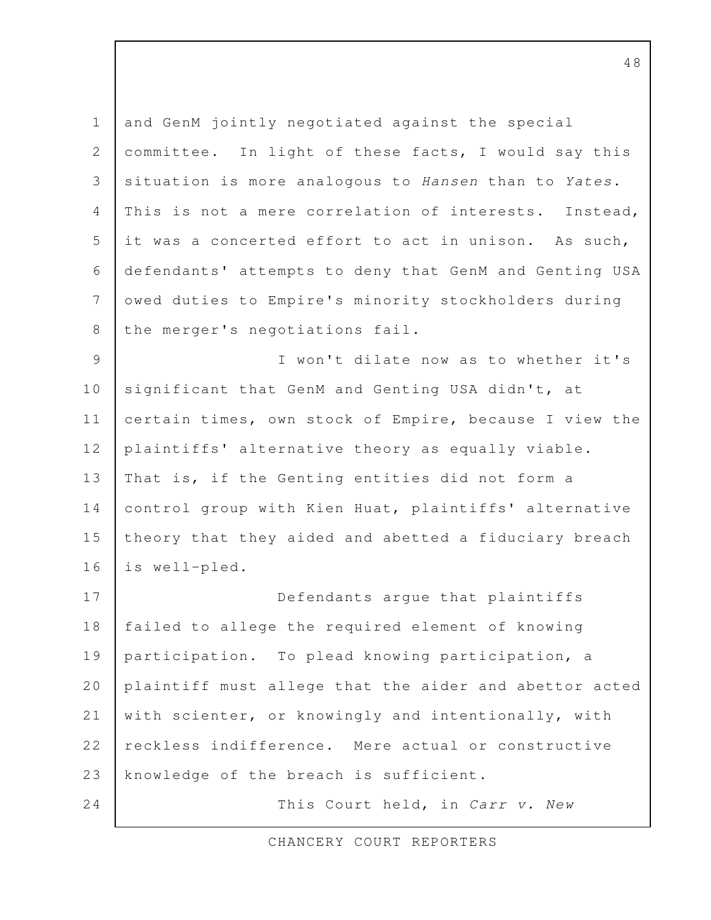and GenM jointly negotiated against the special committee. In light of these facts, I would say this situation is more analogous to *Hansen* than to *Yates*. This is not a mere correlation of interests. Instead, it was a concerted effort to act in unison. As such, defendants' attempts to deny that GenM and Genting USA owed duties to Empire's minority stockholders during the merger's negotiations fail.

I won't dilate now as to whether it's significant that GenM and Genting USA didn't, at certain times, own stock of Empire, because I view the plaintiffs' alternative theory as equally viable. That is, if the Genting entities did not form a control group with Kien Huat, plaintiffs' alternative theory that they aided and abetted a fiduciary breach is well-pled.

Defendants argue that plaintiffs failed to allege the required element of knowing participation. To plead knowing participation, a plaintiff must allege that the aider and abettor acted with scienter, or knowingly and intentionally, with reckless indifference. Mere actual or constructive knowledge of the breach is sufficient.

This Court held, in *Carr v. New*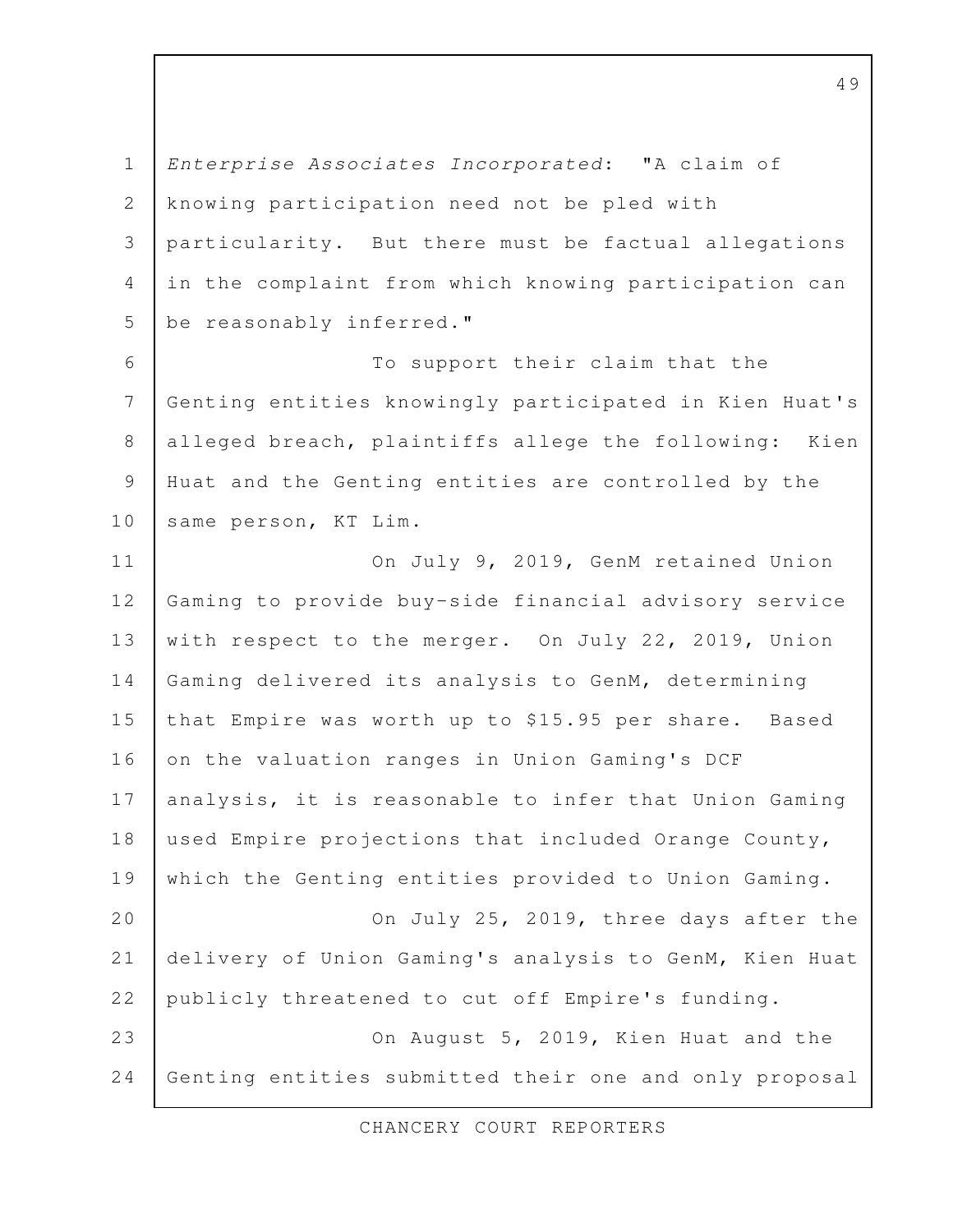*Enterprise Associates Incorporated*: "A claim of knowing participation need not be pled with particularity. But there must be factual allegations in the complaint from which knowing participation can be reasonably inferred."

To support their claim that the Genting entities knowingly participated in Kien Huat's alleged breach, plaintiffs allege the following: Kien Huat and the Genting entities are controlled by the same person, KT Lim.

On July 9, 2019, GenM retained Union Gaming to provide buy-side financial advisory service with respect to the merger. On July 22, 2019, Union Gaming delivered its analysis to GenM, determining that Empire was worth up to $15.95 per share. Based on the valuation ranges in Union Gaming's DCF analysis, it is reasonable to infer that Union Gaming used Empire projections that included Orange County, which the Genting entities provided to Union Gaming.

On July 25, 2019, three days after the delivery of Union Gaming's analysis to GenM, Kien Huat publicly threatened to cut off Empire's funding.

On August 5, 2019, Kien Huat and the Genting entities submitted their one and only proposal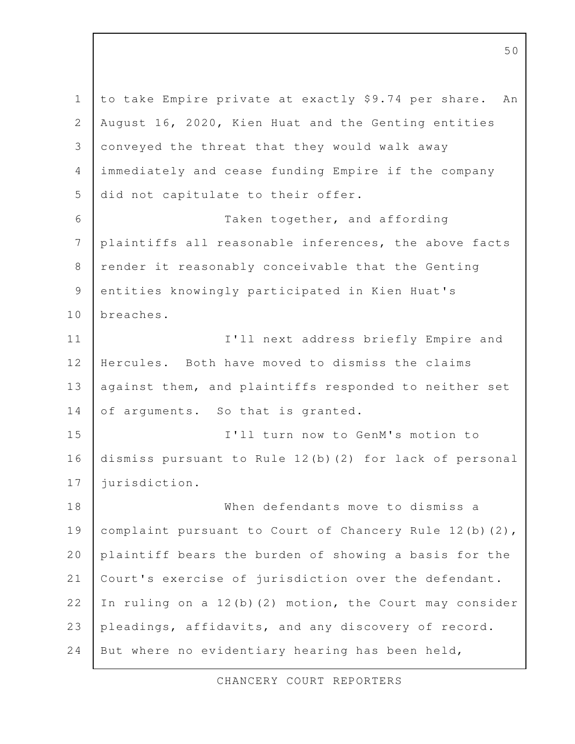to take Empire private at exactly $9.74 per share. An August 16, 2020, Kien Huat and the Genting entities conveyed the threat that they would walk away immediately and cease funding Empire if the company did not capitulate to their offer.

Taken together, and affording plaintiffs all reasonable inferences, the above facts render it reasonably conceivable that the Genting entities knowingly participated in Kien Huat's breaches.

I'll next address briefly Empire and Hercules. Both have moved to dismiss the claims against them, and plaintiffs responded to neither set of arguments. So that is granted.

I'll turn now to GenM's motion to dismiss pursuant to Rule 12(b)(2) for lack of personal jurisdiction.

When defendants move to dismiss a complaint pursuant to Court of Chancery Rule 12(b)(2), plaintiff bears the burden of showing a basis for the Court's exercise of jurisdiction over the defendant. In ruling on a 12(b)(2) motion, the Court may consider pleadings, affidavits, and any discovery of record. But where no evidentiary hearing has been held,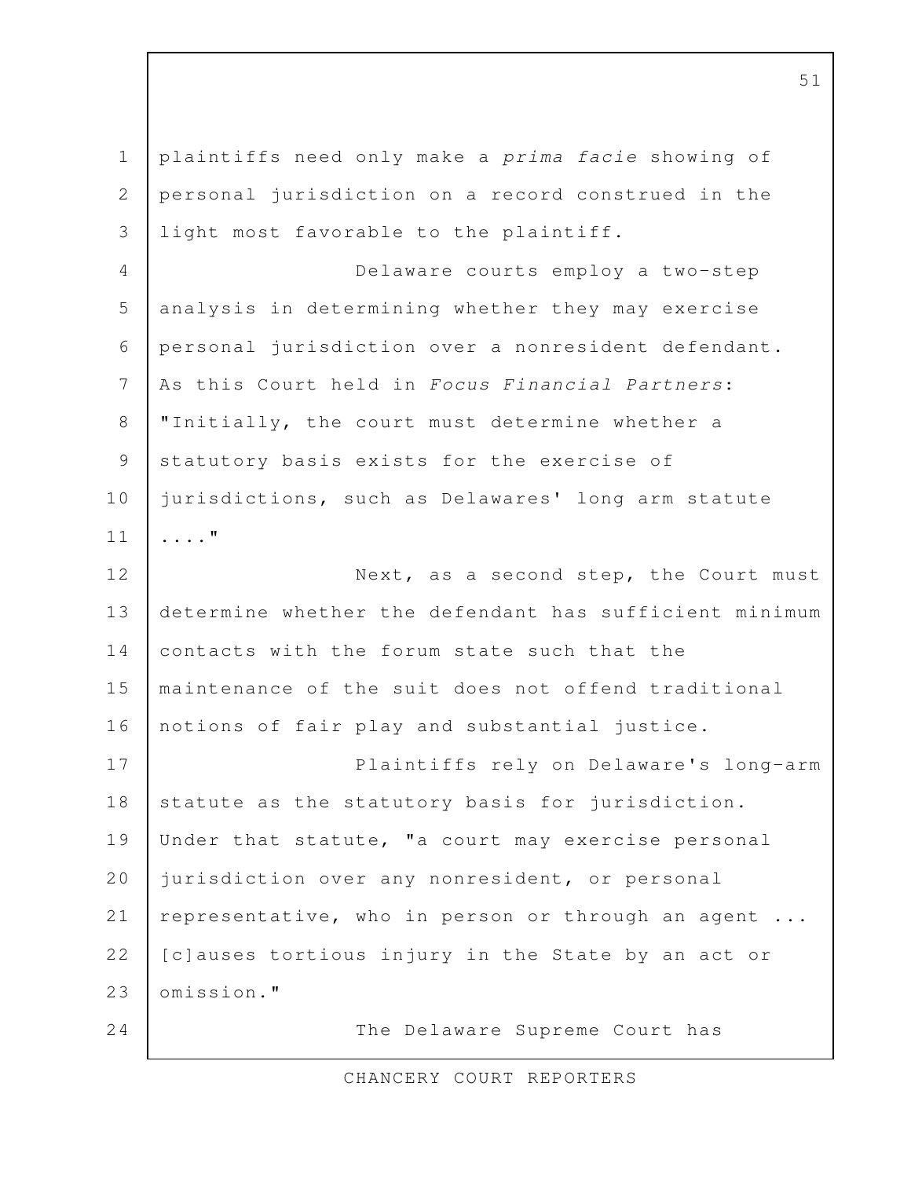plaintiffs need only make a *prima facie* showing of personal jurisdiction on a record construed in the light most favorable to the plaintiff.

Delaware courts employ a two-step analysis in determining whether they may exercise personal jurisdiction over a nonresident defendant. As this Court held in *Focus Financial Partners*: "Initially, the court must determine whether a statutory basis exists for the exercise of jurisdictions, such as Delawares' long arm statute ...."

Next, as a second step, the Court must determine whether the defendant has sufficient minimum contacts with the forum state such that the maintenance of the suit does not offend traditional notions of fair play and substantial justice.

Plaintiffs rely on Delaware's long-arm statute as the statutory basis for jurisdiction. Under that statute, "a court may exercise personal jurisdiction over any nonresident, or personal representative, who in person or through an agent ... [c]auses tortious injury in the State by an act or omission."

The Delaware Supreme Court has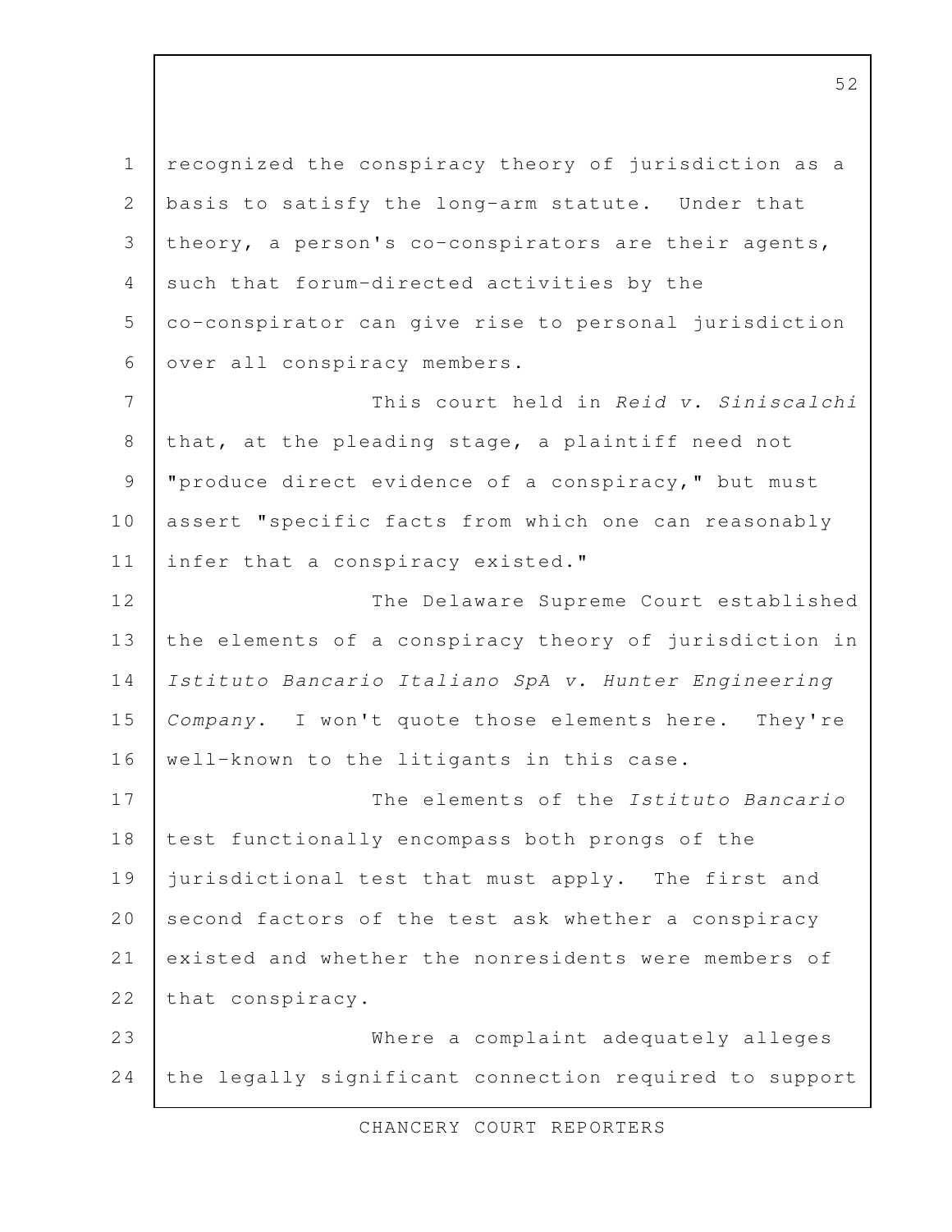recognized the conspiracy theory of jurisdiction as a basis to satisfy the long-arm statute. Under that theory, a person's co-conspirators are their agents, such that forum-directed activities by the co-conspirator can give rise to personal jurisdiction over all conspiracy members.

This court held in *Reid v. Siniscalchi* that, at the pleading stage, a plaintiff need not "produce direct evidence of a conspiracy," but must assert "specific facts from which one can reasonably infer that a conspiracy existed."

The Delaware Supreme Court established the elements of a conspiracy theory of jurisdiction in *Istituto Bancario Italiano SpA v. Hunter Engineering Company*. I won't quote those elements here. They're well-known to the litigants in this case.

The elements of the *Istituto Bancario* test functionally encompass both prongs of the jurisdictional test that must apply. The first and second factors of the test ask whether a conspiracy existed and whether the nonresidents were members of that conspiracy.

Where a complaint adequately alleges the legally significant connection required to support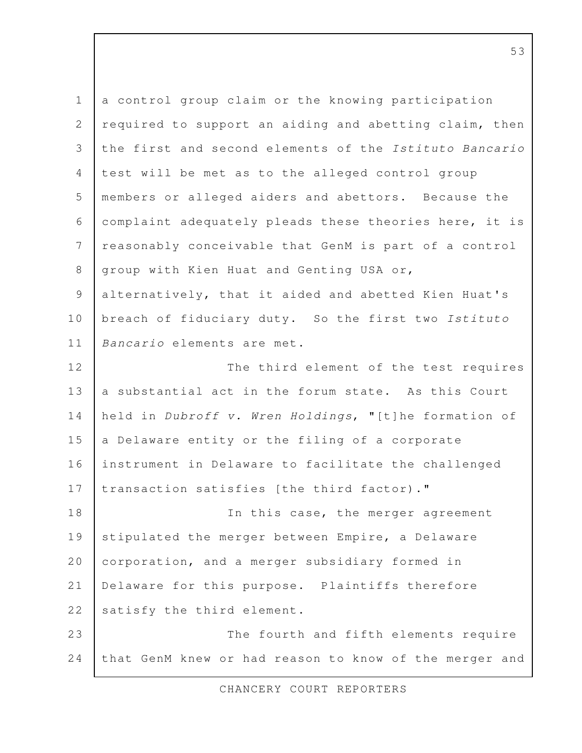a control group claim or the knowing participation required to support an aiding and abetting claim, then the first and second elements of the *Istituto Bancario* test will be met as to the alleged control group members or alleged aiders and abettors. Because the complaint adequately pleads these theories here, it is reasonably conceivable that GenM is part of a control group with Kien Huat and Genting USA or, alternatively, that it aided and abetted Kien Huat's breach of fiduciary duty. So the first two *Istituto Bancario* elements are met.

The third element of the test requires a substantial act in the forum state. As this Court held in *Dubroff v. Wren Holdings*, "[t]he formation of a Delaware entity or the filing of a corporate instrument in Delaware to facilitate the challenged transaction satisfies [the third factor)."

In this case, the merger agreement stipulated the merger between Empire, a Delaware corporation, and a merger subsidiary formed in Delaware for this purpose. Plaintiffs therefore satisfy the third element.

The fourth and fifth elements require that GenM knew or had reason to know of the merger and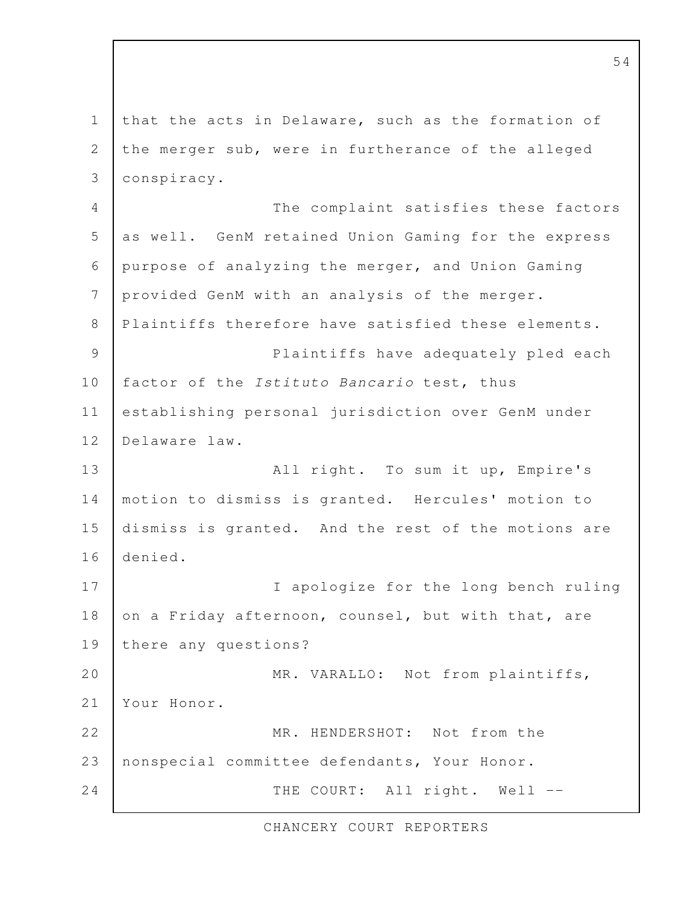that the acts in Delaware, such as the formation of the merger sub, were in furtherance of the alleged conspiracy.

The complaint satisfies these factors as well. GenM retained Union Gaming for the express purpose of analyzing the merger, and Union Gaming provided GenM with an analysis of the merger. Plaintiffs therefore have satisfied these elements.

Plaintiffs have adequately pled each factor of the *Istituto Bancario* test, thus establishing personal jurisdiction over GenM under Delaware law.

All right. To sum it up, Empire's motion to dismiss is granted. Hercules' motion to dismiss is granted. And the rest of the motions are denied.

I apologize for the long bench ruling on a Friday afternoon, counsel, but with that, are there any questions?

MR. VARALLO: Not from plaintiffs, Your Honor.

MR. HENDERSHOT: Not from the nonspecial committee defendants, Your Honor.

THE COURT: All right. Well --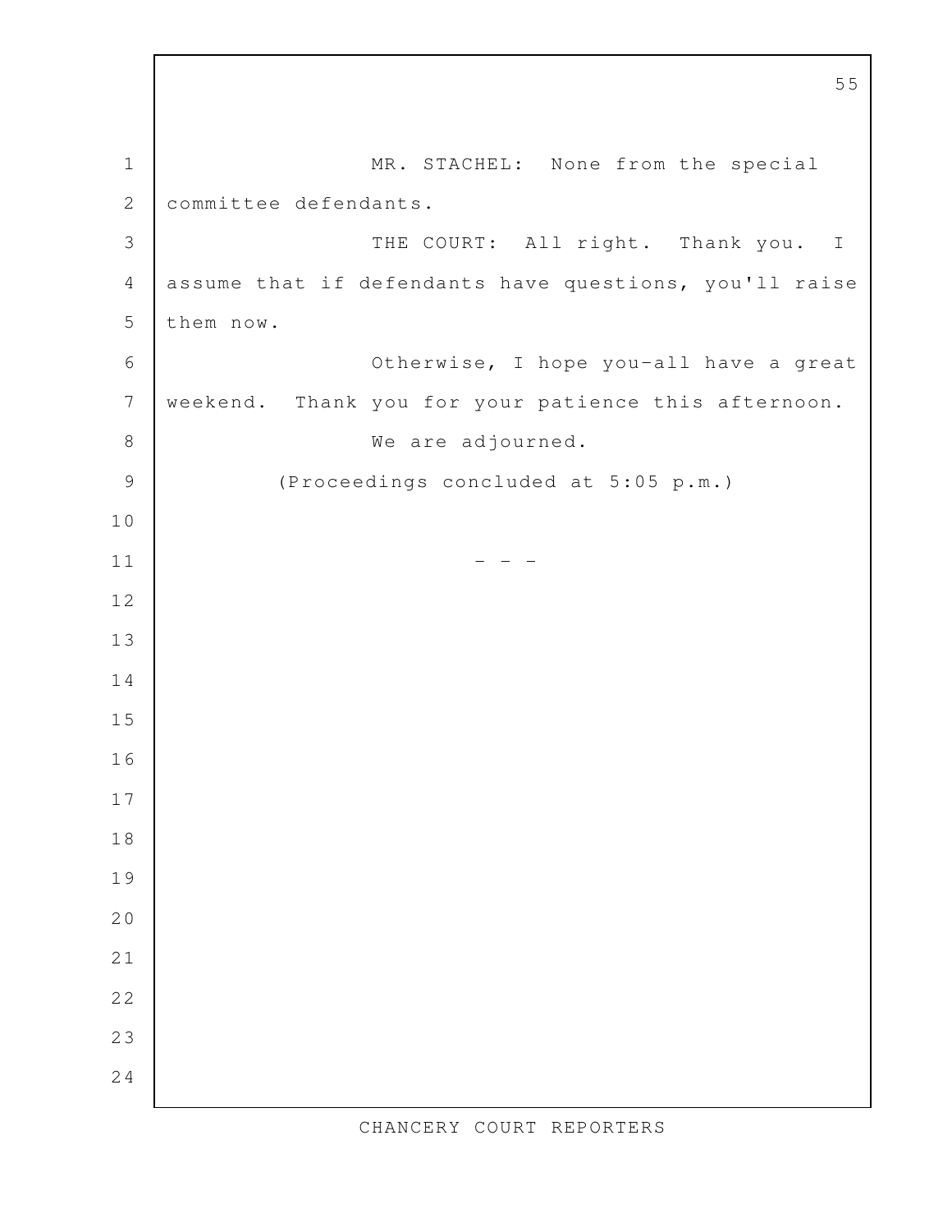MR. STACHEL: None from the special committee defendants.

THE COURT: All right. Thank you. I assume that if defendants have questions, you'll raise them now.

Otherwise, I hope you-all have a great weekend. Thank you for your patience this afternoon.

We are adjourned.

(Proceedings concluded at 5:05 p.m.)

\- - -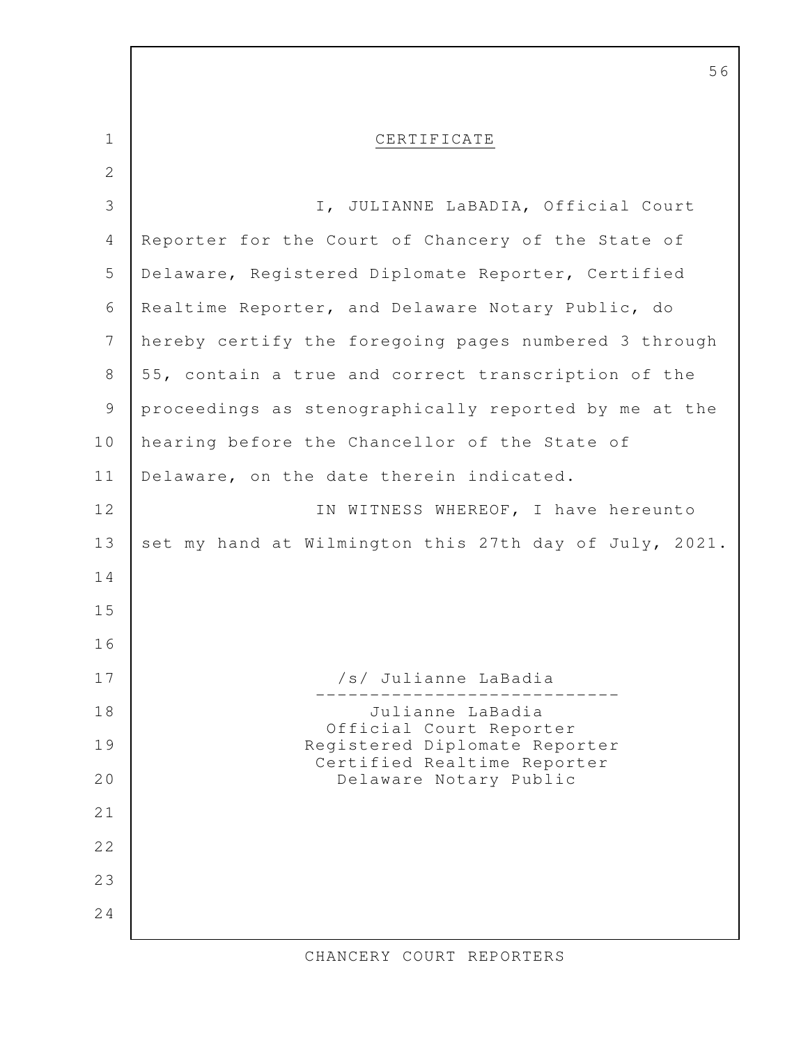# CERTIFICATE

I, JULIANNE LaBADIA, Official Court Reporter for the Court of Chancery of the State of Delaware, Registered Diplomate Reporter, Certified Realtime Reporter, and Delaware Notary Public, do hereby certify the foregoing pages numbered 3 through 55, contain a true and correct transcription of the proceedings as stenographically reported by me at the hearing before the Chancellor of the State of Delaware, on the date therein indicated.

IN WITNESS WHEREOF, I have hereunto set my hand at Wilmington this 27th day of July, 2021.

/s/ Julianne LaBadia

---

Julianne LaBadia
Official Court Reporter
Registered Diplomate Reporter
Certified Realtime Reporter
Delaware Notary Public